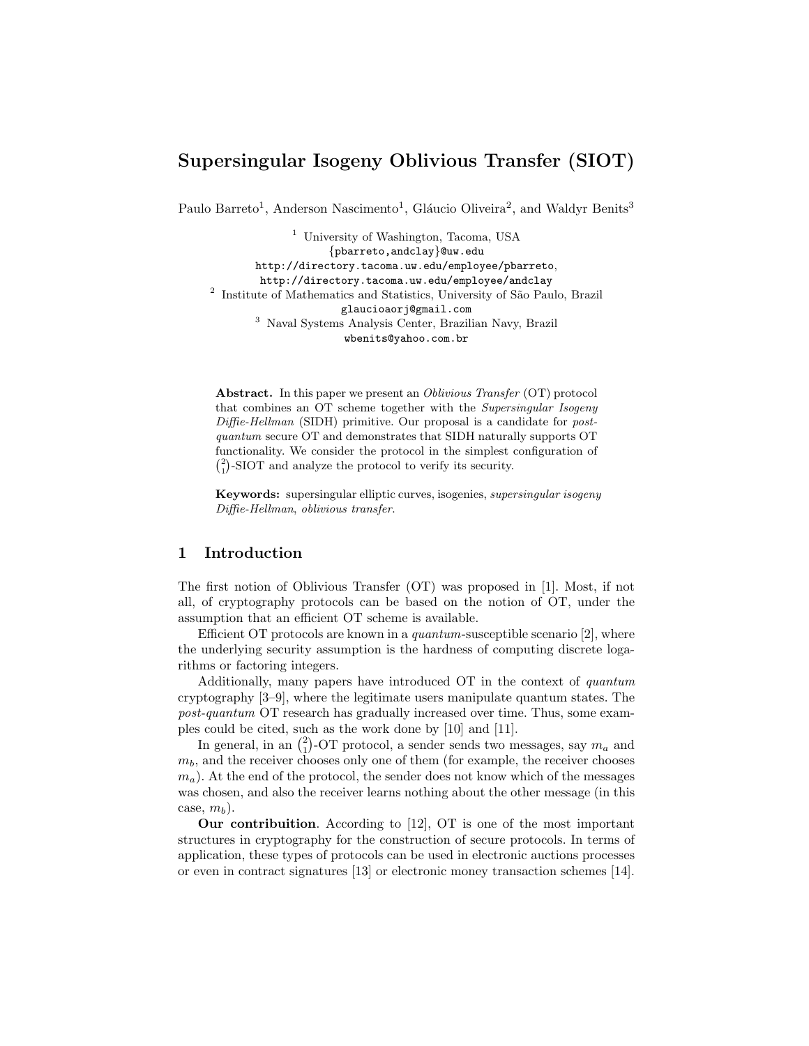# Supersingular Isogeny Oblivious Transfer (SIOT)

Paulo Barreto[1], Anderson Nascimento[1], Gláucio Oliveira[2], and Waldyr Benits[3]

[1] University of Washington, Tacoma, USA
{pbarreto,andclay}@uw.edu
http://directory.tacoma.uw.edu/employee/pbarreto,
http://directory.tacoma.uw.edu/employee/andclay

[2] Institute of Mathematics and Statistics, University of São Paulo, Brazil
glaucioaorj@gmail.com

[3] Naval Systems Analysis Center, Brazilian Navy, Brazil
wbenits@yahoo.com.br

**Abstract.** In this paper we present an *Oblivious Transfer* (OT) protocol that combines an OT scheme together with the *Supersingular Isogeny Diffie-Hellman* (SIDH) primitive. Our proposal is a candidate for *post-quantum* secure OT and demonstrates that SIDH naturally supports OT functionality. We consider the protocol in the simplest configuration of $\binom{2}{1}$-SIOT and analyze the protocol to verify its security.

**Keywords:** supersingular elliptic curves, isogenies, *supersingular isogeny Diffie-Hellman*, *oblivious transfer*.

## 1 Introduction

The first notion of Oblivious Transfer (OT) was proposed in [1]. Most, if not all, of cryptography protocols can be based on the notion of OT, under the assumption that an efficient OT scheme is available.

Efficient OT protocols are known in a *quantum*-susceptible scenario [2], where the underlying security assumption is the hardness of computing discrete logarithms or factoring integers.

Additionally, many papers have introduced OT in the context of *quantum* cryptography [3–9], where the legitimate users manipulate quantum states. The *post-quantum* OT research has gradually increased over time. Thus, some examples could be cited, such as the work done by [10] and [11].

In general, in an $\binom{2}{1}$-OT protocol, a sender sends two messages, say $m_a$ and $m_b$, and the receiver chooses only one of them (for example, the receiver chooses $m_a$). At the end of the protocol, the sender does not know which of the messages was chosen, and also the receiver learns nothing about the other message (in this case, $m_b$).

**Our contribuition**. According to [12], OT is one of the most important structures in cryptography for the construction of secure protocols. In terms of application, these types of protocols can be used in electronic auctions processes or even in contract signatures [13] or electronic money transaction schemes [14].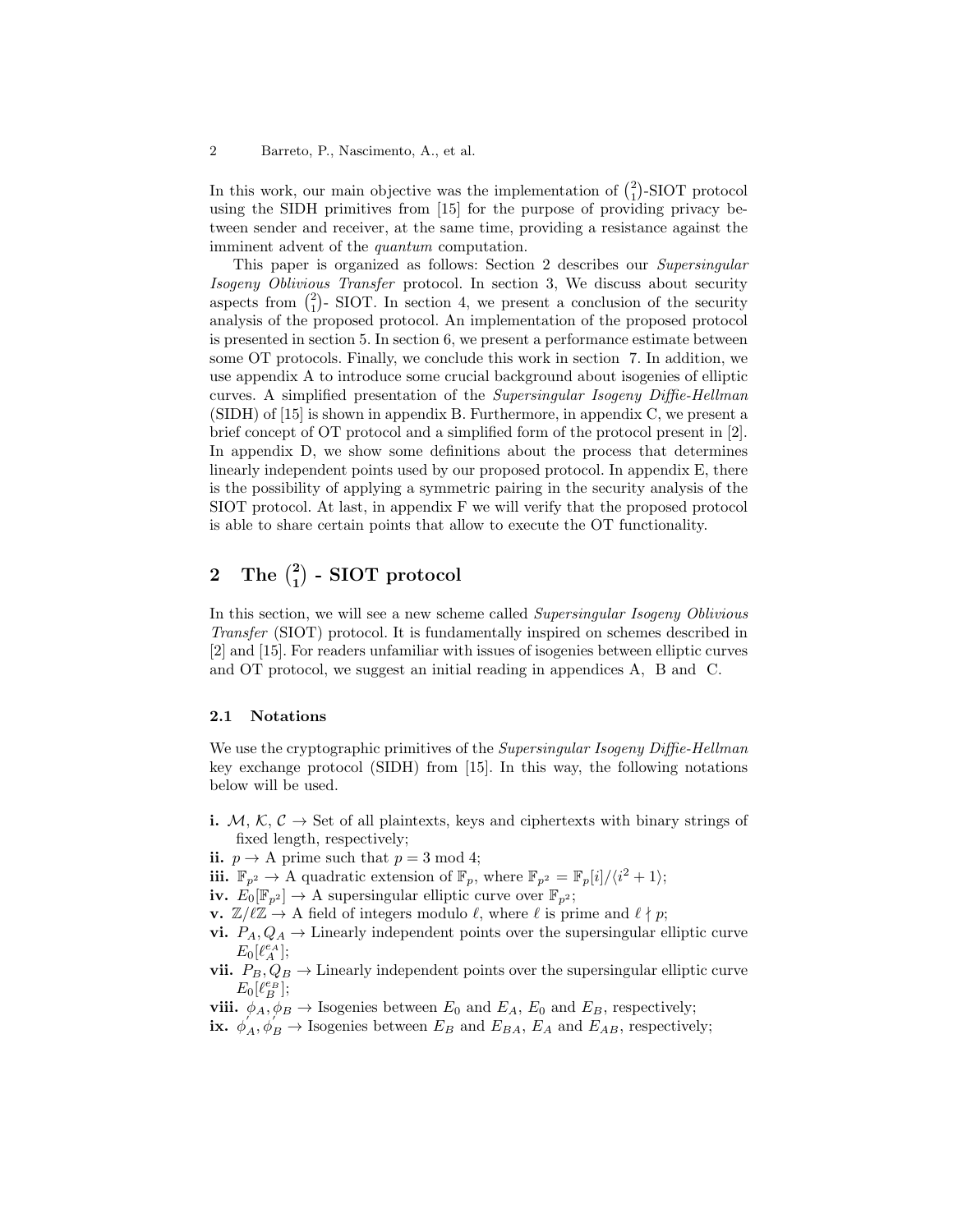In this work, our main objective was the implementation of $\binom{2}{1}$-SIOT protocol using the SIDH primitives from [15] for the purpose of providing privacy between sender and receiver, at the same time, providing a resistance against the imminent advent of the *quantum* computation.

This paper is organized as follows: Section 2 describes our *Supersingular Isogeny Oblivious Transfer* protocol. In section 3, We discuss about security aspects from $\binom{2}{1}$- SIOT. In section 4, we present a conclusion of the security analysis of the proposed protocol. An implementation of the proposed protocol is presented in section 5. In section 6, we present a performance estimate between some OT protocols. Finally, we conclude this work in section 7. In addition, we use appendix A to introduce some crucial background about isogenies of elliptic curves. A simplified presentation of the *Supersingular Isogeny Diffie-Hellman* (SIDH) of [15] is shown in appendix B. Furthermore, in appendix C, we present a brief concept of OT protocol and a simplified form of the protocol present in [2]. In appendix D, we show some definitions about the process that determines linearly independent points used by our proposed protocol. In appendix E, there is the possibility of applying a symmetric pairing in the security analysis of the SIOT protocol. At last, in appendix F we will verify that the proposed protocol is able to share certain points that allow to execute the OT functionality.

## 2 The $\binom{2}{1}$ - SIOT protocol

In this section, we will see a new scheme called *Supersingular Isogeny Oblivious Transfer* (SIOT) protocol. It is fundamentally inspired on schemes described in [2] and [15]. For readers unfamiliar with issues of isogenies between elliptic curves and OT protocol, we suggest an initial reading in appendices A, B and C.

### 2.1 Notations

We use the cryptographic primitives of the *Supersingular Isogeny Diffie-Hellman* key exchange protocol (SIDH) from [15]. In this way, the following notations below will be used.

- **i.** $\mathcal{M}, \mathcal{K}, \mathcal{C} \rightarrow$ Set of all plaintexts, keys and ciphertexts with binary strings of fixed length, respectively;
- **ii.** $p \rightarrow$ A prime such that $p = 3 \bmod 4$;
- **iii.** $\mathbb{F}_{p^2} \rightarrow$ A quadratic extension of $\mathbb{F}_p$, where $\mathbb{F}_{p^2} = \mathbb{F}_p[i]/\langle i^2 + 1 \rangle$;
- **iv.** $E_0[\mathbb{F}_{p^2}] \rightarrow$ A supersingular elliptic curve over $\mathbb{F}_{p^2}$;
- **v.** $\mathbb{Z}/\ell\mathbb{Z} \rightarrow$ A field of integers modulo $\ell$, where $\ell$ is prime and $\ell \nmid p$;
- **vi.** $P_A, Q_A \rightarrow$ Linearly independent points over the supersingular elliptic curve $E_0[\ell_A^{e_A}]$;
- **vii.** $P_B, Q_B \rightarrow$ Linearly independent points over the supersingular elliptic curve $E_0[\ell_B^{e_B}]$;
- **viii.** $\phi_A, \phi_B \rightarrow$ Isogenies between $E_0$ and $E_A$, $E_0$ and $E_B$, respectively;
- **ix.** $\phi'_A, \phi'_B \rightarrow$ Isogenies between $E_B$ and $E_{BA}$, $E_A$ and $E_{AB}$, respectively;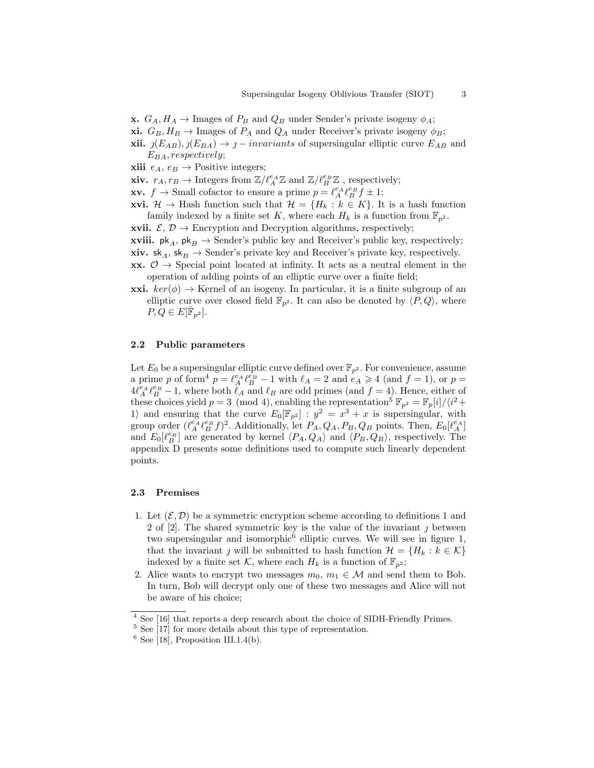**x.** $G_A, H_A \rightarrow$ Images of $P_B$ and $Q_B$ under Sender's private isogeny $\phi_A$;

**xi.** $G_B, H_B \rightarrow$ Images of $P_A$ and $Q_A$ under Receiver's private isogeny $\phi_B$;

**xii.** $\jmath(E_{AB}), \jmath(E_{BA}) \rightarrow \jmath - invariants$ of supersingular elliptic curve $E_{AB}$ and $E_{BA}, respectively$;

**xiii** $e_A$, $e_B \rightarrow$ Positive integers;

**xiv.** $r_A, r_B \rightarrow$ Integers from $\mathbb{Z}/\ell_A^{e_A}\mathbb{Z}$ and $\mathbb{Z}/\ell_B^{e_B}\mathbb{Z}$ , respectively;

**xv.** $f \rightarrow$ Small cofactor to ensure a prime $p = \ell_A^{e_A}\ell_B^{e_B}f \pm 1$;

**xvi.** $\mathcal{H} \rightarrow$ Hash function such that $\mathcal{H} = \{H_k : k \in K\}$. It is a hash function family indexed by a finite set $K$, where each $H_k$ is a function from $\mathbb{F}_{p^2}$.

**xvii.** $\mathcal{E}$, $\mathcal{D} \rightarrow$ Encryption and Decryption algorithms, respectively;

**xviii.** $\mathsf{pk}_A$, $\mathsf{pk}_B \rightarrow$ Sender's public key and Receiver's public key, respectively;

**xiv.** $\mathsf{sk}_A$, $\mathsf{sk}_B \rightarrow$ Sender's private key and Receiver's private key, respectively.

**xx.** $\mathcal{O} \rightarrow$ Special point located at infinity. It acts as a neutral element in the operation of adding points of an elliptic curve over a finite field;

**xxi.** $ker(\phi) \rightarrow$ Kernel of an isogeny. In particular, it is a finite subgroup of an elliptic curve over closed field $\mathbb{F}_{p^2}$. It can also be denoted by $\langle P, Q\rangle$, where $P, Q \in E[\bar{\mathbb{F}}_{p^2}]$.

### 2.2 Public parameters

Let $E_0$ be a supersingular elliptic curve defined over $\mathbb{F}_{p^2}$. For convenience, assume a prime $p$ of form[4] $p = \ell_A^{e_A}\ell_B^{e_B} - 1$ with $\ell_A = 2$ and $e_A \geqslant 4$ (and $f = 1$), or $p = 4\ell_A^{e_A}\ell_B^{e_B} - 1$, where both $\ell_A$ and $\ell_B$ are odd primes (and $f = 4$). Hence, either of these choices yield $p = 3 \pmod 4$, enabling the representation[5] $\mathbb{F}_{p^2} = \mathbb{F}_p[i]/\langle i^2 + 1\rangle$ and ensuring that the curve $E_0[\mathbb{F}_{p^2}] : y^2 = x^3 + x$ is supersingular, with group order $(\ell_A^{e_A}\ell_B^{e_B}f)^2$. Additionally, let $P_A, Q_A, P_B, Q_B$ points. Then, $E_0[\ell_A^{e_A}]$ and $E_0[\ell_B^{e_B}]$ are generated by kernel $\langle P_A, Q_A\rangle$ and $\langle P_B, Q_B\rangle$, respectively. The appendix D presents some definitions used to compute such linearly dependent points.

### 2.3 Premises

1. Let $(\mathcal{E}, \mathcal{D})$ be a symmetric encryption scheme according to definitions 1 and 2 of [2]. The shared symmetric key is the value of the invariant $\jmath$ between two supersingular and isomorphic[6] elliptic curves. We will see in figure 1, that the invariant $\jmath$ will be submitted to hash function $\mathcal{H} = \{H_k : k \in \mathcal{K}\}$ indexed by a finite set $\mathcal{K}$, where each $H_k$ is a function of $\mathbb{F}_{p^2}$;
2. Alice wants to encrypt two messages $m_0$, $m_1 \in \mathcal{M}$ and send them to Bob. In turn, Bob will decrypt only one of these two messages and Alice will not be aware of his choice;

[4] See [16] that reports a deep research about the choice of SIDH-Friendly Primes.

[5] See [17] for more details about this type of representation.

[6] See [18], Proposition III.1.4(b).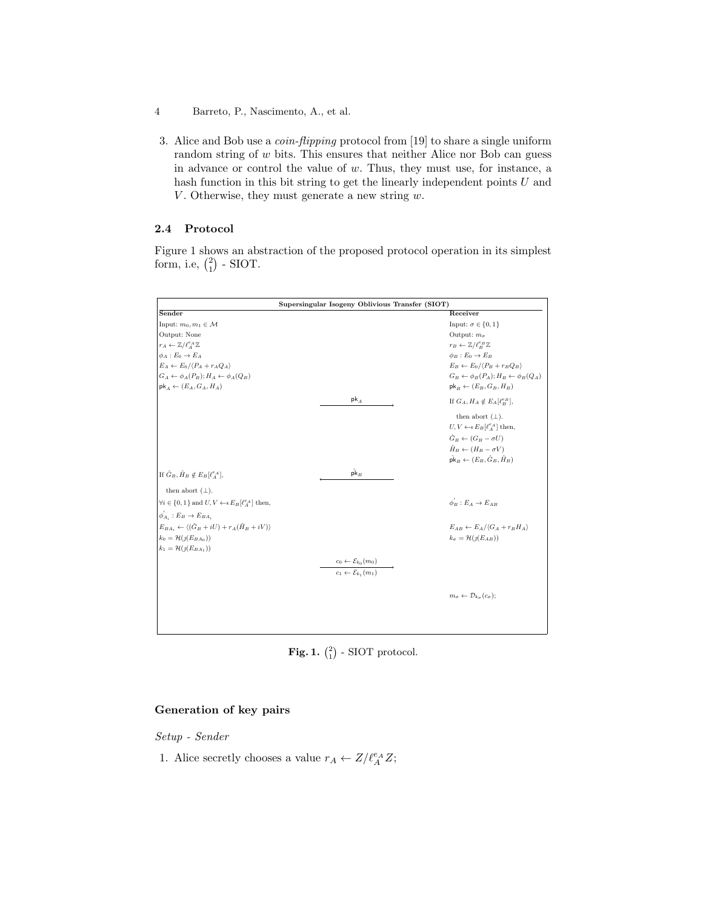3. Alice and Bob use a *coin-flipping* protocol from [19] to share a single uniform random string of $w$ bits. This ensures that neither Alice nor Bob can guess in advance or control the value of $w$. Thus, they must use, for instance, a hash function in this bit string to get the linearly independent points $U$ and $V$. Otherwise, they must generate a new string $w$.

### 2.4 Protocol

Figure 1 shows an abstraction of the proposed protocol operation in its simplest form, i.e, $\binom{2}{1}$ - SIOT.

**Supersingular Isogeny Oblivious Transfer (SIOT)**

| Sender | | Receiver |
|---|---|---|
| Input: $m_0, m_1 \in \mathcal{M}$ | | Input: $\sigma \in \{0,1\}$ |
| Output: None | | Output: $m_\sigma$ |
| $r_A \leftarrow \mathbb{Z}/\ell_A^{e_A}\mathbb{Z}$ | | $r_B \leftarrow \mathbb{Z}/\ell_B^{e_B}\mathbb{Z}$ |
| $\phi_A : E_0 \to E_A$ | | $\phi_B : E_0 \to E_B$ |
| $E_A \leftarrow E_0/\langle P_A + r_A Q_A\rangle$ | | $E_B \leftarrow E_0/\langle P_B + r_B Q_B\rangle$ |
| $G_A \leftarrow \phi_A(P_B); H_A \leftarrow \phi_A(Q_B)$ | | $G_B \leftarrow \phi_B(P_A); H_B \leftarrow \phi_B(Q_A)$ |
| $\mathsf{pk}_A \leftarrow (E_A, G_A, H_A)$ | | $\mathsf{pk}_B \leftarrow (E_B, G_B, H_B)$ |
| | $\xrightarrow{\mathsf{pk}_A}$ | If $G_A, H_A \notin E_A[\ell_B^{e_B}]$, |
| | | then abort $(\perp)$. |
| | | $U, V \leftarrow\!\!\$\; E_B[\ell_A^{e_A}]$ then, |
| | | $\hat{G}_B \leftarrow (G_B - \sigma U)$ |
| | | $\hat{H}_B \leftarrow (H_B - \sigma V)$ |
| | | $\hat{\mathsf{pk}}_B \leftarrow (E_B, \hat{G}_B, \hat{H}_B)$ |
| If $\hat{G}_B, \hat{H}_B \notin E_B[\ell_A^{e_A}]$, | $\xleftarrow{\hat{\mathsf{pk}}_B}$ | |
| then abort $(\perp)$. | | |
| $\forall i \in \{0,1\}$ and $U, V \leftarrow\!\!\$\; E_B[\ell_A^{e_A}]$ then, | | $\phi_B^{'} : E_A \to E_{AB}$ |
| $\phi_{A_i}^{'} : E_B \to E_{BA_i}$ | | |
| $E_{BA_i} \leftarrow \langle(\hat{G}_B + iU) + r_A(\hat{H}_B + iV)\rangle$ | | $E_{AB} \leftarrow E_A/\langle G_A + r_B H_A\rangle$ |
| $k_0 = \mathcal{H}(j(E_{BA_0}))$ | | $k_\sigma = \mathcal{H}(j(E_{AB}))$ |
| $k_1 = \mathcal{H}(j(E_{BA_1}))$ | | |
| | $\xrightarrow[c_1 \leftarrow \mathcal{E}_{k_1}(m_1)]{c_0 \leftarrow \mathcal{E}_{k_0}(m_0)}$ | |
| | | $m_\sigma \leftarrow \mathcal{D}_{k_\sigma}(c_\sigma)$; |

**Fig. 1.** $\binom{2}{1}$ - SIOT protocol.

### Generation of key pairs

*Setup - Sender*

1. Alice secretly chooses a value $r_A \leftarrow Z/\ell_A^{e_A}Z$;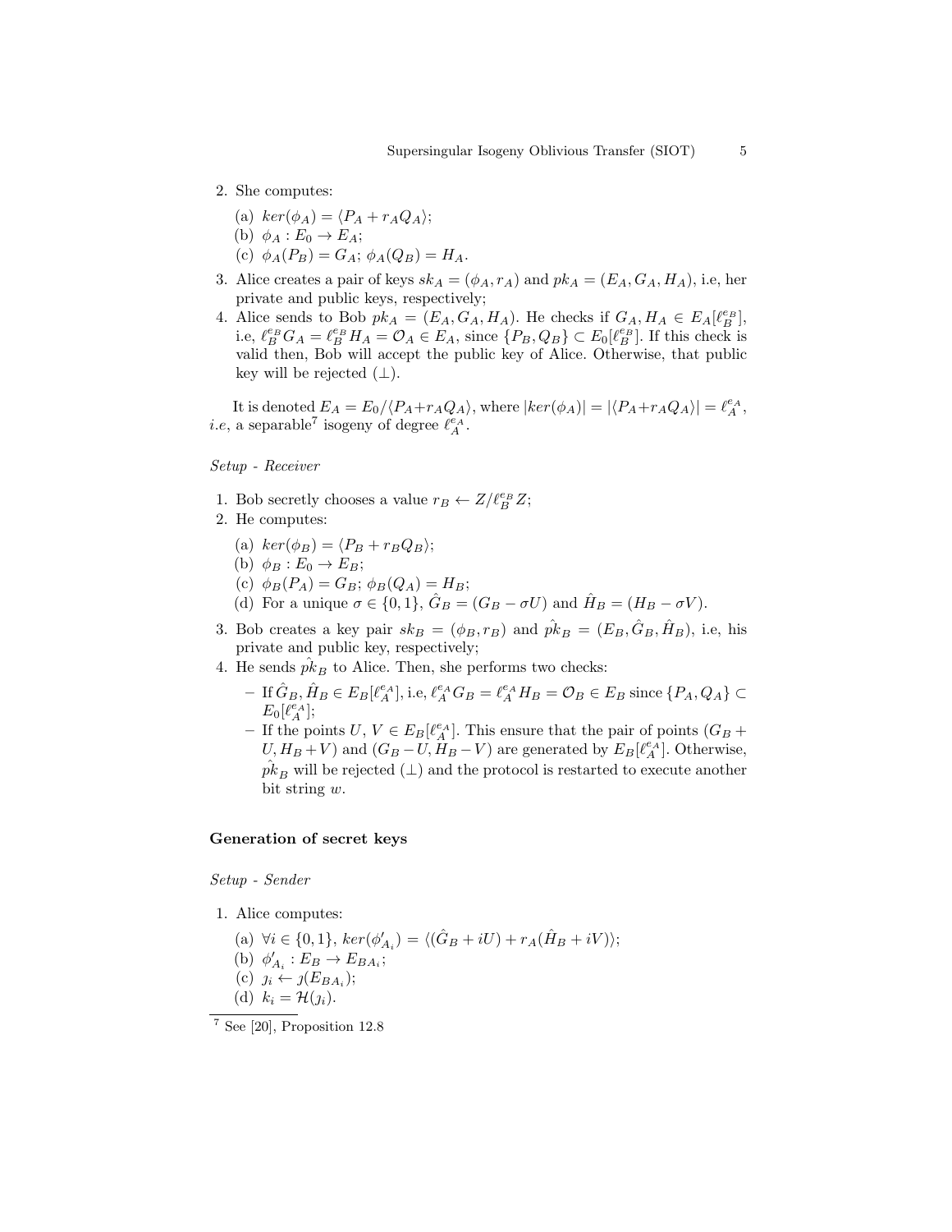2. She computes:
   (a) $ker(\phi_A) = \langle P_A + r_A Q_A \rangle$;
   (b) $\phi_A : E_0 \rightarrow E_A$;
   (c) $\phi_A(P_B) = G_A$; $\phi_A(Q_B) = H_A$.
3. Alice creates a pair of keys $sk_A = (\phi_A, r_A)$ and $pk_A = (E_A, G_A, H_A)$, i.e, her private and public keys, respectively;
4. Alice sends to Bob $pk_A = (E_A, G_A, H_A)$. He checks if $G_A, H_A \in E_A[\ell_B^{e_B}]$, i.e, $\ell_B^{e_B} G_A = \ell_B^{e_B} H_A = \mathcal{O}_A \in E_A$, since $\{P_B, Q_B\} \subset E_0[\ell_B^{e_B}]$. If this check is valid then, Bob will accept the public key of Alice. Otherwise, that public key will be rejected ($\perp$).

It is denoted $E_A = E_0/\langle P_A + r_A Q_A \rangle$, where $|ker(\phi_A)| = |\langle P_A + r_A Q_A \rangle| = \ell_A^{e_A}$, *i.e*, a separable[7] isogeny of degree $\ell_A^{e_A}$.

*Setup - Receiver*

1. Bob secretly chooses a value $r_B \leftarrow Z/\ell_B^{e_B} Z$;
2. He computes:
   (a) $ker(\phi_B) = \langle P_B + r_B Q_B \rangle$;
   (b) $\phi_B : E_0 \rightarrow E_B$;
   (c) $\phi_B(P_A) = G_B$; $\phi_B(Q_A) = H_B$;
   (d) For a unique $\sigma \in \{0, 1\}$, $\hat{G}_B = (G_B - \sigma U)$ and $\hat{H}_B = (H_B - \sigma V)$.
3. Bob creates a key pair $sk_B = (\phi_B, r_B)$ and $\hat{pk}_B = (E_B, \hat{G}_B, \hat{H}_B)$, i.e, his private and public key, respectively;
4. He sends $\hat{pk}_B$ to Alice. Then, she performs two checks:
   - If $\hat{G}_B, \hat{H}_B \in E_B[\ell_A^{e_A}]$, i.e, $\ell_A^{e_A} G_B = \ell_A^{e_A} H_B = \mathcal{O}_B \in E_B$ since $\{P_A, Q_A\} \subset E_0[\ell_A^{e_A}]$;
   - If the points $U, V \in E_B[\ell_A^{e_A}]$. This ensure that the pair of points $(G_B + U, H_B + V)$ and $(G_B - U, H_B - V)$ are generated by $E_B[\ell_A^{e_A}]$. Otherwise, $\hat{pk}_B$ will be rejected ($\perp$) and the protocol is restarted to execute another bit string $w$.

**Generation of secret keys**

*Setup - Sender*

1. Alice computes:
   (a) $\forall i \in \{0, 1\}$, $ker(\phi'_{A_i}) = \langle (\hat{G}_B + iU) + r_A(\hat{H}_B + iV) \rangle$;
   (b) $\phi'_{A_i} : E_B \rightarrow E_{BA_i}$;
   (c) $\jmath_i \leftarrow \jmath(E_{BA_i})$;
   (d) $k_i = \mathcal{H}(\jmath_i)$.

[7] See [20], Proposition 12.8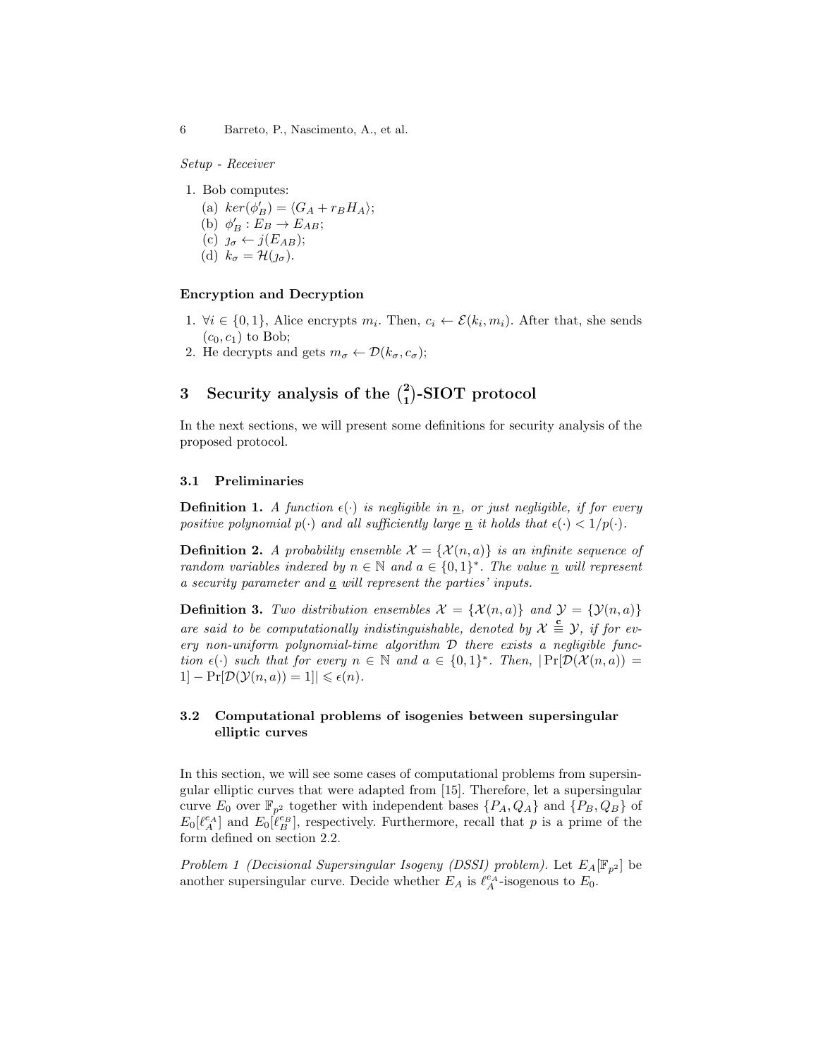*Setup - Receiver*

1. Bob computes:
   (a) $ker(\phi'_B) = \langle G_A + r_B H_A \rangle$;
   (b) $\phi'_B : E_B \to E_{AB}$;
   (c) $\jmath_\sigma \leftarrow j(E_{AB})$;
   (d) $k_\sigma = \mathcal{H}(\jmath_\sigma)$.

**Encryption and Decryption**

1. $\forall i \in \{0, 1\}$, Alice encrypts $m_i$. Then, $c_i \leftarrow \mathcal{E}(k_i, m_i)$. After that, she sends $(c_0, c_1)$ to Bob;
2. He decrypts and gets $m_\sigma \leftarrow \mathcal{D}(k_\sigma, c_\sigma)$;

## 3 Security analysis of the $\binom{2}{1}$-SIOT protocol

In the next sections, we will present some definitions for security analysis of the proposed protocol.

### 3.1 Preliminaries

**Definition 1.** *A function $\epsilon(\cdot)$ is negligible in $\underline{n}$, or just negligible, if for every positive polynomial $p(\cdot)$ and all sufficiently large $\underline{n}$ it holds that $\epsilon(\cdot) < 1/p(\cdot)$.*

**Definition 2.** *A probability ensemble $\mathcal{X} = \{\mathcal{X}(n, a)\}$ is an infinite sequence of random variables indexed by $n \in \mathbb{N}$ and $a \in \{0, 1\}^*$. The value $\underline{n}$ will represent a security parameter and $\underline{a}$ will represent the parties' inputs.*

**Definition 3.** *Two distribution ensembles $\mathcal{X} = \{\mathcal{X}(n, a)\}$ and $\mathcal{Y} = \{\mathcal{Y}(n, a)\}$ are said to be computationally indistinguishable, denoted by $\mathcal{X} \overset{c}{\equiv} \mathcal{Y}$, if for every non-uniform polynomial-time algorithm $\mathcal{D}$ there exists a negligible function $\epsilon(\cdot)$ such that for every $n \in \mathbb{N}$ and $a \in \{0, 1\}^*$. Then, $|\Pr[\mathcal{D}(\mathcal{X}(n, a)) = 1] - \Pr[\mathcal{D}(\mathcal{Y}(n, a)) = 1]| \leqslant \epsilon(n)$.*

### 3.2 Computational problems of isogenies between supersingular elliptic curves

In this section, we will see some cases of computational problems from supersingular elliptic curves that were adapted from [15]. Therefore, let a supersingular curve $E_0$ over $\mathbb{F}_{p^2}$ together with independent bases $\{P_A, Q_A\}$ and $\{P_B, Q_B\}$ of $E_0[\ell_A^{e_A}]$ and $E_0[\ell_B^{e_B}]$, respectively. Furthermore, recall that $p$ is a prime of the form defined on section 2.2.

*Problem 1 (Decisional Supersingular Isogeny (DSSI) problem).* Let $E_A[\mathbb{F}_{p^2}]$ be another supersingular curve. Decide whether $E_A$ is $\ell_A^{e_A}$-isogenous to $E_0$.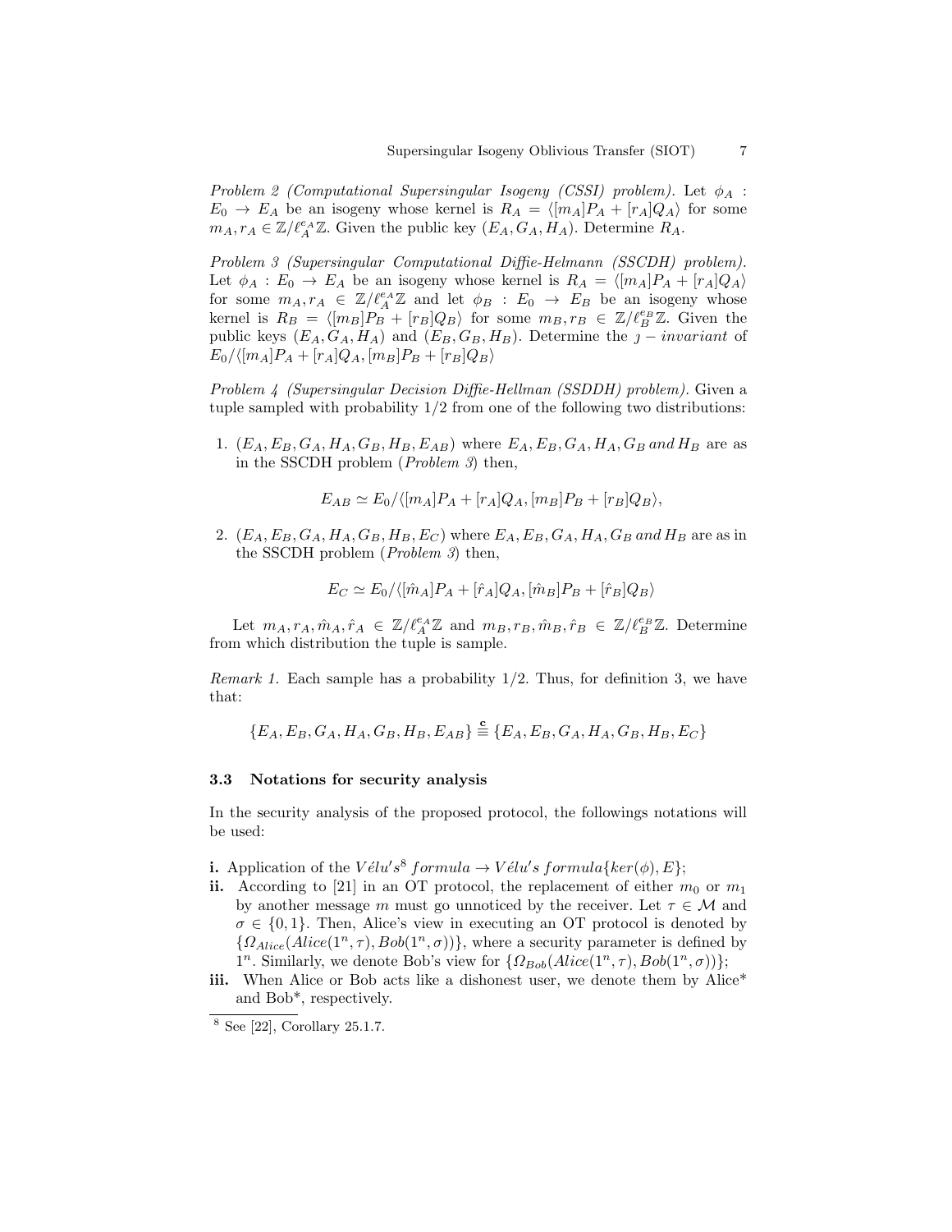*Problem 2 (Computational Supersingular Isogeny (CSSI) problem).* Let $\phi_A : E_0 \rightarrow E_A$ be an isogeny whose kernel is $R_A = \langle [m_A]P_A + [r_A]Q_A \rangle$ for some $m_A, r_A \in \mathbb{Z}/\ell_A^{e_A}\mathbb{Z}$. Given the public key $(E_A, G_A, H_A)$. Determine $R_A$.

*Problem 3 (Supersingular Computational Diffie-Helmann (SSCDH) problem).* Let $\phi_A : E_0 \rightarrow E_A$ be an isogeny whose kernel is $R_A = \langle [m_A]P_A + [r_A]Q_A \rangle$ for some $m_A, r_A \in \mathbb{Z}/\ell_A^{e_A}\mathbb{Z}$ and let $\phi_B : E_0 \rightarrow E_B$ be an isogeny whose kernel is $R_B = \langle [m_B]P_B + [r_B]Q_B \rangle$ for some $m_B, r_B \in \mathbb{Z}/\ell_B^{e_B}\mathbb{Z}$. Given the public keys $(E_A, G_A, H_A)$ and $(E_B, G_B, H_B)$. Determine the $\jmath - invariant$ of $E_0/\langle [m_A]P_A + [r_A]Q_A, [m_B]P_B + [r_B]Q_B \rangle$

*Problem 4 (Supersingular Decision Diffie-Hellman (SSDDH) problem).* Given a tuple sampled with probability 1/2 from one of the following two distributions:

1. $(E_A, E_B, G_A, H_A, G_B, H_B, E_{AB})$ where $E_A, E_B, G_A, H_A, G_B \, and \, H_B$ are as in the SSCDH problem (*Problem 3*) then,

$$E_{AB} \simeq E_0/\langle [m_A]P_A + [r_A]Q_A, [m_B]P_B + [r_B]Q_B \rangle,$$

2. $(E_A, E_B, G_A, H_A, G_B, H_B, E_C)$ where $E_A, E_B, G_A, H_A, G_B \, and \, H_B$ are as in the SSCDH problem (*Problem 3*) then,

$$E_C \simeq E_0/\langle [\hat{m}_A]P_A + [\hat{r}_A]Q_A, [\hat{m}_B]P_B + [\hat{r}_B]Q_B \rangle$$

Let $m_A, r_A, \hat{m}_A, \hat{r}_A \in \mathbb{Z}/\ell_A^{e_A}\mathbb{Z}$ and $m_B, r_B, \hat{m}_B, \hat{r}_B \in \mathbb{Z}/\ell_B^{e_B}\mathbb{Z}$. Determine from which distribution the tuple is sample.

*Remark 1.* Each sample has a probability 1/2. Thus, for definition 3, we have that:

$$\{E_A, E_B, G_A, H_A, G_B, H_B, E_{AB}\} \overset{\mathbf{c}}{\equiv} \{E_A, E_B, G_A, H_A, G_B, H_B, E_C\}$$

### 3.3 Notations for security analysis

In the security analysis of the proposed protocol, the followings notations will be used:

**i.** Application of the $V\acute{e}lu's$[8] $formula \rightarrow V\acute{e}lu's \, formula\{ker(\phi), E\}$;

**ii.** According to [21] in an OT protocol, the replacement of either $m_0$ or $m_1$ by another message $m$ must go unnoticed by the receiver. Let $\tau \in \mathcal{M}$ and $\sigma \in \{0, 1\}$. Then, Alice's view in executing an OT protocol is denoted by $\{\Omega_{Alice}(Alice(1^n, \tau), Bob(1^n, \sigma))\}$, where a security parameter is defined by $1^n$. Similarly, we denote Bob's view for $\{\Omega_{Bob}(Alice(1^n, \tau), Bob(1^n, \sigma))\}$;

**iii.** When Alice or Bob acts like a dishonest user, we denote them by Alice* and Bob*, respectively.

[8] See [22], Corollary 25.1.7.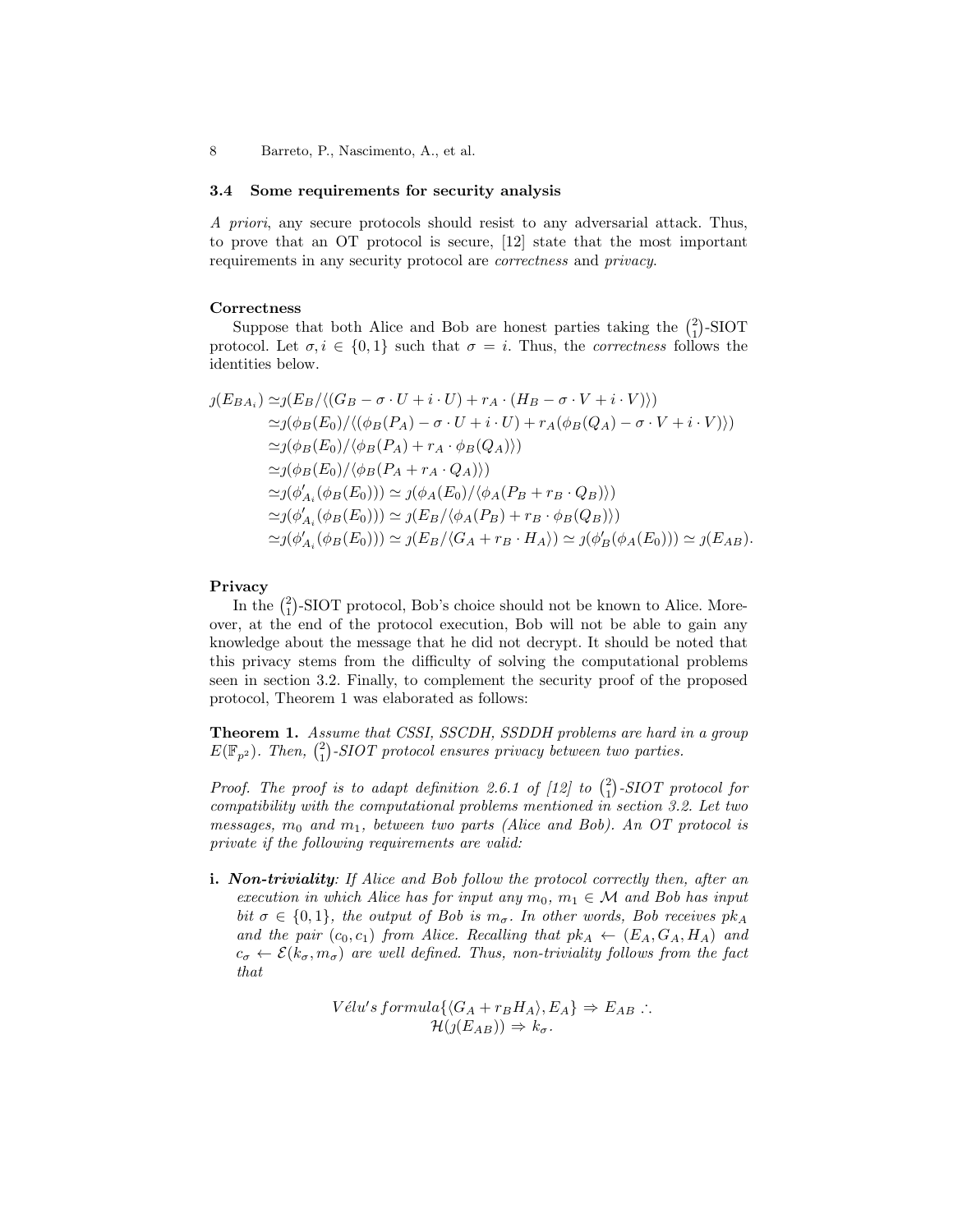### 3.4 Some requirements for security analysis

*A priori*, any secure protocols should resist to any adversarial attack. Thus, to prove that an OT protocol is secure, [12] state that the most important requirements in any security protocol are *correctness* and *privacy*.

**Correctness**

Suppose that both Alice and Bob are honest parties taking the $\binom{2}{1}$-SIOT protocol. Let $\sigma, i \in \{0,1\}$ such that $\sigma = i$. Thus, the *correctness* follows the identities below.

$$
\begin{aligned}
\jmath(E_{BA_i}) \simeq & \jmath(E_B/\langle(G_B - \sigma \cdot U + i \cdot U) + r_A \cdot (H_B - \sigma \cdot V + i \cdot V)\rangle) \\
\simeq & \jmath(\phi_B(E_0)/\langle(\phi_B(P_A) - \sigma \cdot U + i \cdot U) + r_A(\phi_B(Q_A) - \sigma \cdot V + i \cdot V)\rangle) \\
\simeq & \jmath(\phi_B(E_0)/\langle\phi_B(P_A) + r_A \cdot \phi_B(Q_A)\rangle) \\
\simeq & \jmath(\phi_B(E_0)/\langle\phi_B(P_A + r_A \cdot Q_A)\rangle) \\
\simeq & \jmath(\phi'_{A_i}(\phi_B(E_0))) \simeq \jmath(\phi_A(E_0)/\langle\phi_A(P_B + r_B \cdot Q_B)\rangle) \\
\simeq & \jmath(\phi'_{A_i}(\phi_B(E_0))) \simeq \jmath(E_B/\langle\phi_A(P_B) + r_B \cdot \phi_B(Q_B)\rangle) \\
\simeq & \jmath(\phi'_{A_i}(\phi_B(E_0))) \simeq \jmath(E_B/\langle G_A + r_B \cdot H_A\rangle) \simeq \jmath(\phi'_B(\phi_A(E_0))) \simeq \jmath(E_{AB}).
\end{aligned}
$$

**Privacy**

In the $\binom{2}{1}$-SIOT protocol, Bob's choice should not be known to Alice. Moreover, at the end of the protocol execution, Bob will not be able to gain any knowledge about the message that he did not decrypt. It should be noted that this privacy stems from the difficulty of solving the computational problems seen in section 3.2. Finally, to complement the security proof of the proposed protocol, Theorem 1 was elaborated as follows:

**Theorem 1.** *Assume that CSSI, SSCDH, SSDDH problems are hard in a group $E(\mathbb{F}_{p^2})$. Then, $\binom{2}{1}$-SIOT protocol ensures privacy between two parties.*

*Proof. The proof is to adapt definition 2.6.1 of [12] to $\binom{2}{1}$-SIOT protocol for compatibility with the computational problems mentioned in section 3.2. Let two messages, $m_0$ and $m_1$, between two parts (Alice and Bob). An OT protocol is private if the following requirements are valid:*

**i.** ***Non-triviality****: If Alice and Bob follow the protocol correctly then, after an execution in which Alice has for input any $m_0$, $m_1 \in \mathcal{M}$ and Bob has input bit $\sigma \in \{0,1\}$, the output of Bob is $m_\sigma$. In other words, Bob receives $pk_A$ and the pair $(c_0, c_1)$ from Alice. Recalling that $pk_A \leftarrow (E_A, G_A, H_A)$ and $c_\sigma \leftarrow \mathcal{E}(k_\sigma, m_\sigma)$ are well defined. Thus, non-triviality follows from the fact that*

$$
V\acute{e}lu's\,formula\{\langle G_A + r_B H_A\rangle, E_A\} \Rightarrow E_{AB} \therefore
$$
$$
\mathcal{H}(\jmath(E_{AB})) \Rightarrow k_\sigma.
$$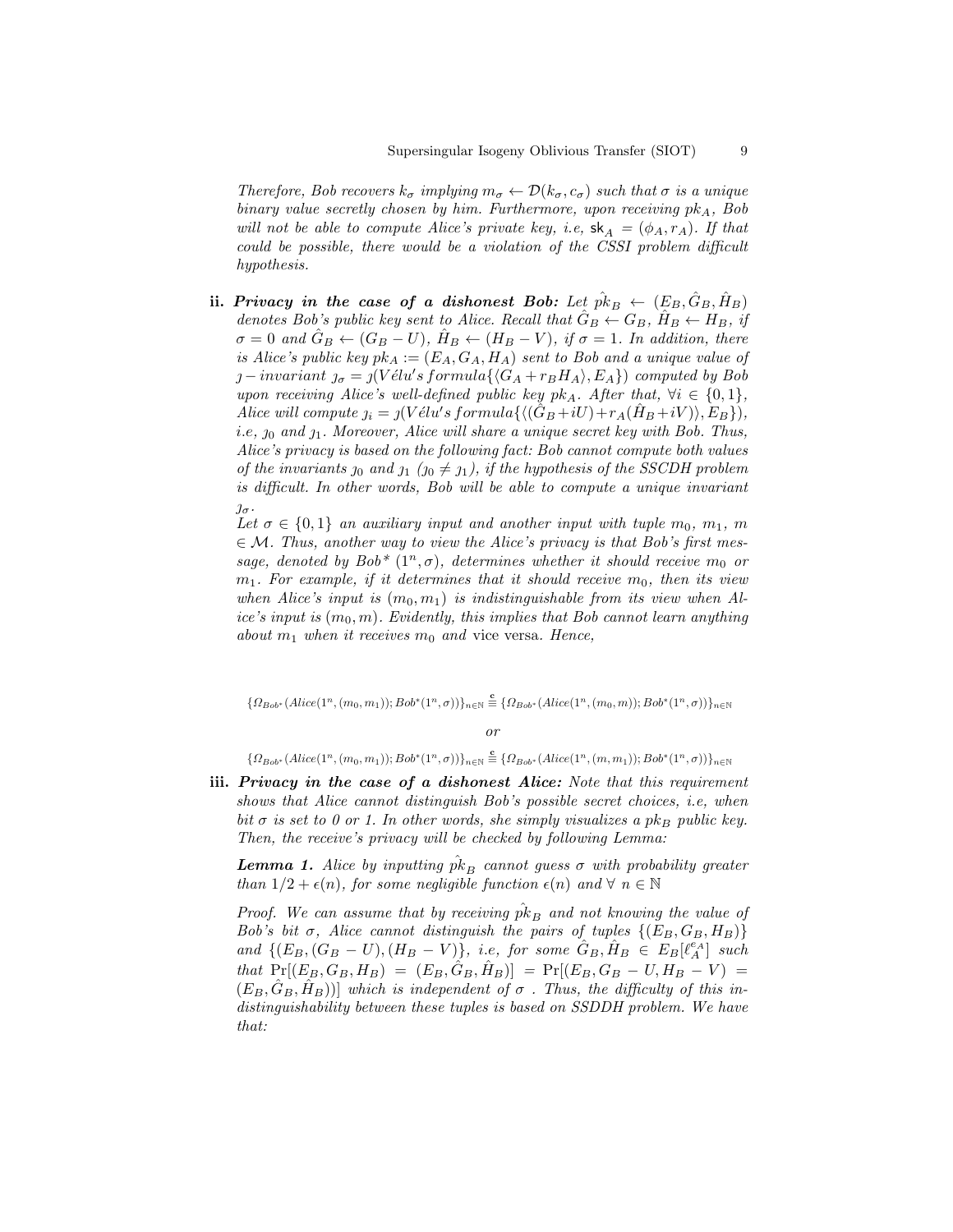*Therefore, Bob recovers $k_\sigma$ implying $m_\sigma \leftarrow \mathcal{D}(k_\sigma, c_\sigma)$ such that $\sigma$ is a unique binary value secretly chosen by him. Furthermore, upon receiving $pk_A$, Bob will not be able to compute Alice's private key, i.e, $\mathsf{sk}_A = (\phi_A, r_A)$. If that could be possible, there would be a violation of the CSSI problem difficult hypothesis.*

**ii. *Privacy in the case of a dishonest Bob:*** *Let $\hat{pk}_B \leftarrow (E_B, \hat{G}_B, \hat{H}_B)$ denotes Bob's public key sent to Alice. Recall that $\hat{G}_B \leftarrow G_B$, $\hat{H}_B \leftarrow H_B$, if $\sigma = 0$ and $\hat{G}_B \leftarrow (G_B - U)$, $\hat{H}_B \leftarrow (H_B - V)$, if $\sigma = 1$. In addition, there is Alice's public key $pk_A := (E_A, G_A, H_A)$ sent to Bob and a unique value of $\jmath-invariant$ $\jmath_\sigma = \jmath(V\acute{e}lu's\,formula\{\langle G_A + r_B H_A\rangle, E_A\})$ computed by Bob upon receiving Alice's well-defined public key $pk_A$. After that, $\forall i \in \{0,1\}$, Alice will compute $\jmath_i = \jmath(V\acute{e}lu's\,formula\{\langle(\hat{G}_B + iU) + r_A(\hat{H}_B + iV)\rangle, E_B\})$, i.e, $\jmath_0$ and $\jmath_1$. Moreover, Alice will share a unique secret key with Bob. Thus, Alice's privacy is based on the following fact: Bob cannot compute both values of the invariants $\jmath_0$ and $\jmath_1$ ($\jmath_0 \neq \jmath_1$), if the hypothesis of the SSCDH problem is difficult. In other words, Bob will be able to compute a unique invariant $\jmath_\sigma$.*

*Let $\sigma \in \{0,1\}$ an auxiliary input and another input with tuple $m_0$, $m_1$, $m \in \mathcal{M}$. Thus, another way to view the Alice's privacy is that Bob's first message, denoted by $Bob^*\,(1^n, \sigma)$, determines whether it should receive $m_0$ or $m_1$. For example, if it determines that it should receive $m_0$, then its view when Alice's input is $(m_0, m_1)$ is indistinguishable from its view when Alice's input is $(m_0, m)$. Evidently, this implies that Bob cannot learn anything about $m_1$ when it receives $m_0$ and* vice versa. *Hence,*

$$\{\Omega_{Bob^*}(Alice(1^n,(m_0,m_1)); Bob^*(1^n,\sigma))\}_{n\in\mathbb{N}} \overset{\mathbf{c}}{\equiv} \{\Omega_{Bob^*}(Alice(1^n,(m_0,m)); Bob^*(1^n,\sigma))\}_{n\in\mathbb{N}}$$

*or*

$$\{\Omega_{Bob^*}(Alice(1^n,(m_0,m_1)); Bob^*(1^n,\sigma))\}_{n\in\mathbb{N}} \overset{\mathbf{c}}{\equiv} \{\Omega_{Bob^*}(Alice(1^n,(m,m_1)); Bob^*(1^n,\sigma))\}_{n\in\mathbb{N}}$$

**iii. *Privacy in the case of a dishonest Alice:*** *Note that this requirement shows that Alice cannot distinguish Bob's possible secret choices, i.e, when bit $\sigma$ is set to 0 or 1. In other words, she simply visualizes a $pk_B$ public key. Then, the receive's privacy will be checked by following Lemma:*

***Lemma 1.*** *Alice by inputting $\hat{pk}_B$ cannot guess $\sigma$ with probability greater than $1/2 + \epsilon(n)$, for some negligible function $\epsilon(n)$ and $\forall\ n \in \mathbb{N}$*

*Proof.* We can assume that by receiving $\hat{pk}_B$ and not knowing the value of Bob's bit $\sigma$, Alice cannot distinguish the pairs of tuples $\{(E_B, G_B, H_B)\}$ and $\{(E_B, (G_B - U), (H_B - V)\}$, i.e, for some $\hat{G}_B, \hat{H}_B \in E_B[\ell_A^{e_A}]$ such that $\Pr[(E_B, G_B, H_B) = (E_B, \hat{G}_B, \hat{H}_B)] = \Pr[(E_B, G_B - U, H_B - V) = (E_B, \hat{G}_B, \hat{H}_B))]$ which is independent of $\sigma$ . Thus, the difficulty of this indistinguishability between these tuples is based on SSDDH problem. We have that: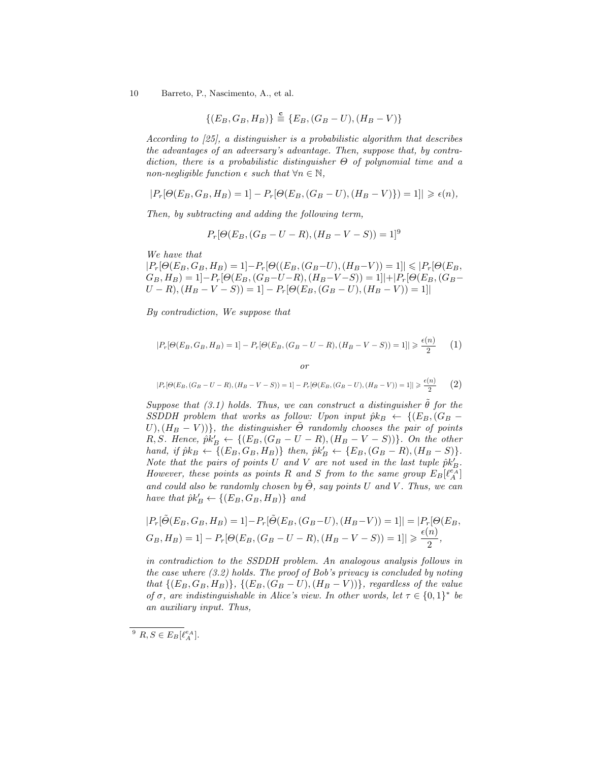$$\{(E_B, G_B, H_B)\} \overset{\mathbf{c}}{\equiv} \{E_B, (G_B - U), (H_B - V)\}$$

*According to [25], a distinguisher is a probabilistic algorithm that describes the advantages of an adversary's advantage. Then, suppose that, by contradiction, there is a probabilistic distinguisher $\Theta$ of polynomial time and a non-negligible function $\epsilon$ such that $\forall n \in \mathbb{N}$,*

$$|P_r[\Theta(E_B, G_B, H_B) = 1] - P_r[\Theta(E_B, (G_B - U), (H_B - V)\}) = 1]| \geqslant \epsilon(n),$$

*Then, by subtracting and adding the following term,*

$$P_r[\Theta(E_B, (G_B - U - R), (H_B - V - S)) = 1]^9$$

*We have that*
$|P_r[\Theta(E_B, G_B, H_B) = 1] - P_r[\Theta((E_B, (G_B - U), (H_B - V)) = 1]| \leqslant |P_r[\Theta(E_B, G_B, H_B) = 1] - P_r[\Theta(E_B, (G_B - U - R), (H_B - V - S)) = 1]| + |P_r[\Theta(E_B, (G_B - U - R), (H_B - V - S)) = 1] - P_r[\Theta(E_B, (G_B - U), (H_B - V)) = 1]|$

*By contradiction, We suppose that*

$$|P_r[\Theta(E_B, G_B, H_B) = 1] - P_r[\Theta(E_B, (G_B - U - R), (H_B - V - S)) = 1]| \geqslant \frac{\epsilon(n)}{2} \qquad (1)$$

*or*

$$|P_r[\Theta(E_B, (G_B - U - R), (H_B - V - S)) = 1] - P_r[\Theta(E_B, (G_B - U), (H_B - V)) = 1]| \geqslant \frac{\epsilon(n)}{2} \qquad (2)$$

*Suppose that (3.1) holds. Thus, we can construct a distinguisher $\tilde{\theta}$ for the SSDDH problem that works as follow: Upon input $\hat{p}k_B \leftarrow \{(E_B, (G_B - U), (H_B - V))\}$, the distinguisher $\tilde{\Theta}$ randomly chooses the pair of points $R, S$. Hence, $\hat{p}k'_B \leftarrow \{(E_B, (G_B - U - R), (H_B - V - S))\}$. On the other hand, if $\hat{p}k_B \leftarrow \{(E_B, G_B, H_B)\}$ then, $\hat{p}k'_B \leftarrow \{E_B, (G_B - R), (H_B - S)\}$. Note that the pairs of points $U$ and $V$ are not used in the last tuple $\hat{p}k'_B$. However, these points as points $R$ and $S$ from to the same group $E_B[\ell_A^{e_A}]$ and could also be randomly chosen by $\tilde{\Theta}$, say points $U$ and $V$. Thus, we can have that $\hat{p}k'_B \leftarrow \{(E_B, G_B, H_B)\}$ and*

$$|P_r[\tilde{\Theta}(E_B, G_B, H_B) = 1] - P_r[\tilde{\Theta}(E_B, (G_B - U), (H_B - V)) = 1]| = |P_r[\Theta(E_B, G_B, H_B) = 1] - P_r[\Theta(E_B, (G_B - U - R), (H_B - V - S)) = 1]| \geqslant \frac{\epsilon(n)}{2},$$

*in contradiction to the SSDDH problem. An analogous analysis follows in the case where (3.2) holds. The proof of Bob's privacy is concluded by noting that $\{(E_B, G_B, H_B)\}$, $\{(E_B, (G_B - U), (H_B - V))\}$, regardless of the value of $\sigma$, are indistinguishable in Alice's view. In other words, let $\tau \in \{0,1\}^*$ be an auxiliary input. Thus,*

---

[9] $R, S \in E_B[\ell_A^{e_A}]$.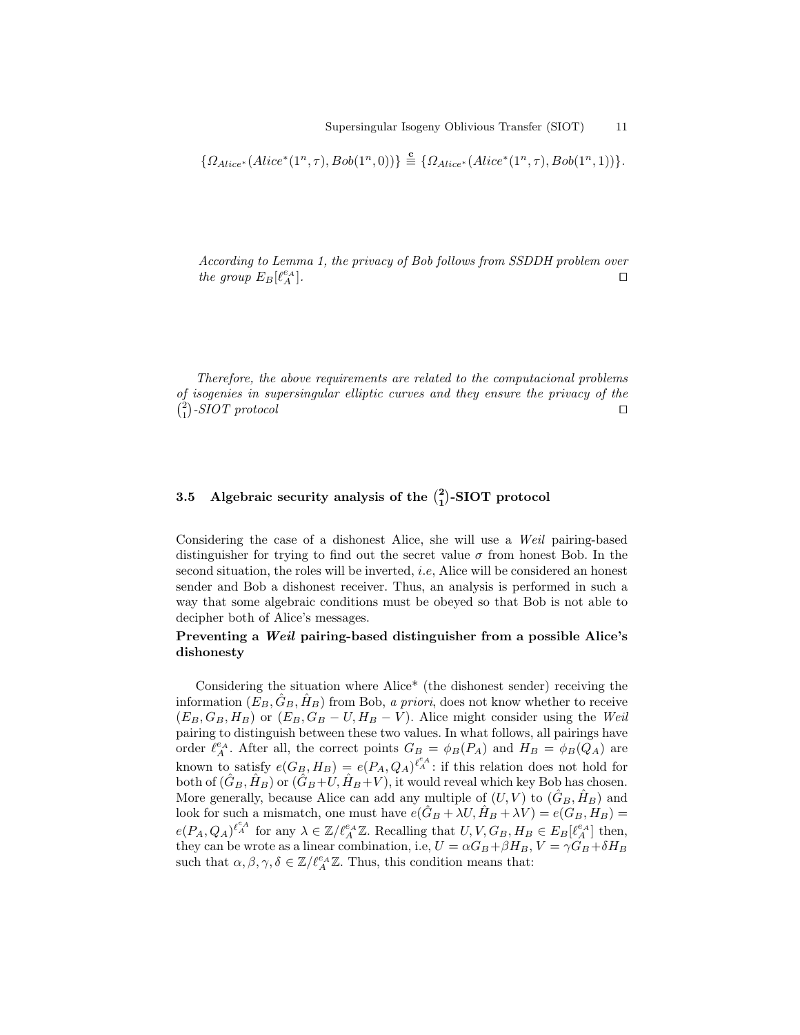$$\{\Omega_{Alice^*}(Alice^*(1^n, \tau), Bob(1^n, 0))\} \overset{\mathbf{c}}{\equiv} \{\Omega_{Alice^*}(Alice^*(1^n, \tau), Bob(1^n, 1))\}.$$

*According to Lemma 1, the privacy of Bob follows from SSDDH problem over the group $E_B[\ell_A^{e_A}]$.* ◻

*Therefore, the above requirements are related to the computacional problems of isogenies in supersingular elliptic curves and they ensure the privacy of the $\binom{2}{1}$-SIOT protocol* ◻

### 3.5 Algebraic security analysis of the $\binom{2}{1}$-SIOT protocol

Considering the case of a dishonest Alice, she will use a *Weil* pairing-based distinguisher for trying to find out the secret value $\sigma$ from honest Bob. In the second situation, the roles will be inverted, *i.e*, Alice will be considered an honest sender and Bob a dishonest receiver. Thus, an analysis is performed in such a way that some algebraic conditions must be obeyed so that Bob is not able to decipher both of Alice's messages.

**Preventing a *Weil* pairing-based distinguisher from a possible Alice's dishonesty**

Considering the situation where Alice* (the dishonest sender) receiving the information $(E_B, \hat{G}_B, \hat{H}_B)$ from Bob, *a priori*, does not know whether to receive $(E_B, G_B, H_B)$ or $(E_B, G_B - U, H_B - V)$. Alice might consider using the *Weil* pairing to distinguish between these two values. In what follows, all pairings have order $\ell_A^{e_A}$. After all, the correct points $G_B = \phi_B(P_A)$ and $H_B = \phi_B(Q_A)$ are known to satisfy $e(G_B, H_B) = e(P_A, Q_A)^{\ell_A^{e_A}}$: if this relation does not hold for both of $(\hat{G}_B, \hat{H}_B)$ or $(\hat{G}_B+U, \hat{H}_B+V)$, it would reveal which key Bob has chosen. More generally, because Alice can add any multiple of $(U, V)$ to $(\hat{G}_B, \hat{H}_B)$ and look for such a mismatch, one must have $e(\hat{G}_B + \lambda U, \hat{H}_B + \lambda V) = e(G_B, H_B) = e(P_A, Q_A)^{\ell_A^{e_A}}$ for any $\lambda \in \mathbb{Z}/\ell_A^{e_A}\mathbb{Z}$. Recalling that $U, V, G_B, H_B \in E_B[\ell_A^{e_A}]$ then, they can be wrote as a linear combination, i.e, $U = \alpha G_B + \beta H_B$, $V = \gamma G_B + \delta H_B$ such that $\alpha, \beta, \gamma, \delta \in \mathbb{Z}/\ell_A^{e_A}\mathbb{Z}$. Thus, this condition means that: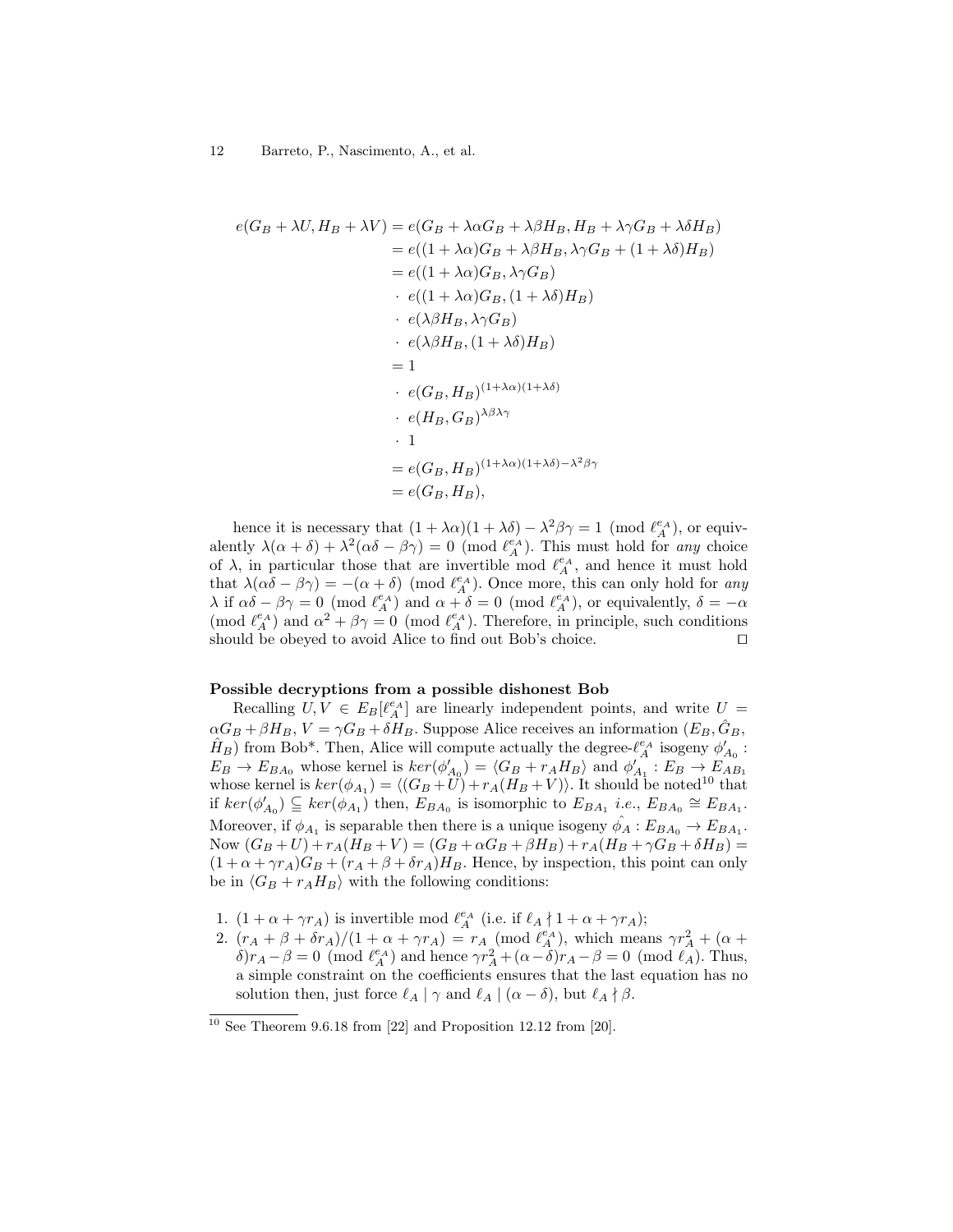$$
\begin{aligned}
e(G_B + \lambda U, H_B + \lambda V) &= e(G_B + \lambda\alpha G_B + \lambda\beta H_B, H_B + \lambda\gamma G_B + \lambda\delta H_B) \\
&= e((1+\lambda\alpha)G_B + \lambda\beta H_B, \lambda\gamma G_B + (1+\lambda\delta)H_B) \\
&= e((1+\lambda\alpha)G_B, \lambda\gamma G_B) \\
&\cdot\ e((1+\lambda\alpha)G_B, (1+\lambda\delta)H_B) \\
&\cdot\ e(\lambda\beta H_B, \lambda\gamma G_B) \\
&\cdot\ e(\lambda\beta H_B, (1+\lambda\delta)H_B) \\
&= 1 \\
&\cdot\ e(G_B, H_B)^{(1+\lambda\alpha)(1+\lambda\delta)} \\
&\cdot\ e(H_B, G_B)^{\lambda\beta\lambda\gamma} \\
&\cdot\ 1 \\
&= e(G_B, H_B)^{(1+\lambda\alpha)(1+\lambda\delta)-\lambda^2\beta\gamma} \\
&= e(G_B, H_B),
\end{aligned}
$$

hence it is necessary that $(1+\lambda\alpha)(1+\lambda\delta) - \lambda^2\beta\gamma = 1 \pmod{\ell_A^{e_A}}$, or equivalently $\lambda(\alpha+\delta) + \lambda^2(\alpha\delta - \beta\gamma) = 0 \pmod{\ell_A^{e_A}}$. This must hold for *any* choice of $\lambda$, in particular those that are invertible mod $\ell_A^{e_A}$, and hence it must hold that $\lambda(\alpha\delta - \beta\gamma) = -(\alpha+\delta) \pmod{\ell_A^{e_A}}$. Once more, this can only hold for *any* $\lambda$ if $\alpha\delta - \beta\gamma = 0 \pmod{\ell_A^{e_A}}$ and $\alpha + \delta = 0 \pmod{\ell_A^{e_A}}$, or equivalently, $\delta = -\alpha \pmod{\ell_A^{e_A}}$ and $\alpha^2 + \beta\gamma = 0 \pmod{\ell_A^{e_A}}$. Therefore, in principle, such conditions should be obeyed to avoid Alice to find out Bob's choice. ◻

**Possible decryptions from a possible dishonest Bob**

Recalling $U, V \in E_B[\ell_A^{e_A}]$ are linearly independent points, and write $U = \alpha G_B + \beta H_B$, $V = \gamma G_B + \delta H_B$. Suppose Alice receives an information $(E_B, \hat{G}_B, \hat{H}_B)$ from Bob*. Then, Alice will compute actually the degree-$\ell_A^{e_A}$ isogeny $\phi'_{A_0} : E_B \to E_{BA_0}$ whose kernel is $ker(\phi'_{A_0}) = \langle G_B + r_A H_B \rangle$ and $\phi'_{A_1} : E_B \to E_{AB_1}$ whose kernel is $ker(\phi_{A_1}) = \langle (G_B + U) + r_A(H_B + V) \rangle$. It should be noted[10] that if $ker(\phi'_{A_0}) \subsetneqq ker(\phi_{A_1})$ then, $E_{BA_0}$ is isomorphic to $E_{BA_1}$ *i.e.*, $E_{BA_0} \cong E_{BA_1}$. Moreover, if $\phi_{A_1}$ is separable then there is a unique isogeny $\hat{\phi_A} : E_{BA_0} \to E_{BA_1}$. Now $(G_B + U) + r_A(H_B + V) = (G_B + \alpha G_B + \beta H_B) + r_A(H_B + \gamma G_B + \delta H_B) = (1 + \alpha + \gamma r_A)G_B + (r_A + \beta + \delta r_A)H_B$. Hence, by inspection, this point can only be in $\langle G_B + r_A H_B \rangle$ with the following conditions:

1. $(1 + \alpha + \gamma r_A)$ is invertible mod $\ell_A^{e_A}$ (i.e. if $\ell_A \nmid 1 + \alpha + \gamma r_A$);
2. $(r_A + \beta + \delta r_A)/(1 + \alpha + \gamma r_A) = r_A \pmod{\ell_A^{e_A}}$, which means $\gamma r_A^2 + (\alpha + \delta)r_A - \beta = 0 \pmod{\ell_A^{e_A}}$ and hence $\gamma r_A^2 + (\alpha - \delta)r_A - \beta = 0 \pmod{\ell_A}$. Thus, a simple constraint on the coefficients ensures that the last equation has no solution then, just force $\ell_A \mid \gamma$ and $\ell_A \mid (\alpha - \delta)$, but $\ell_A \nmid \beta$.

[10] See Theorem 9.6.18 from [22] and Proposition 12.12 from [20].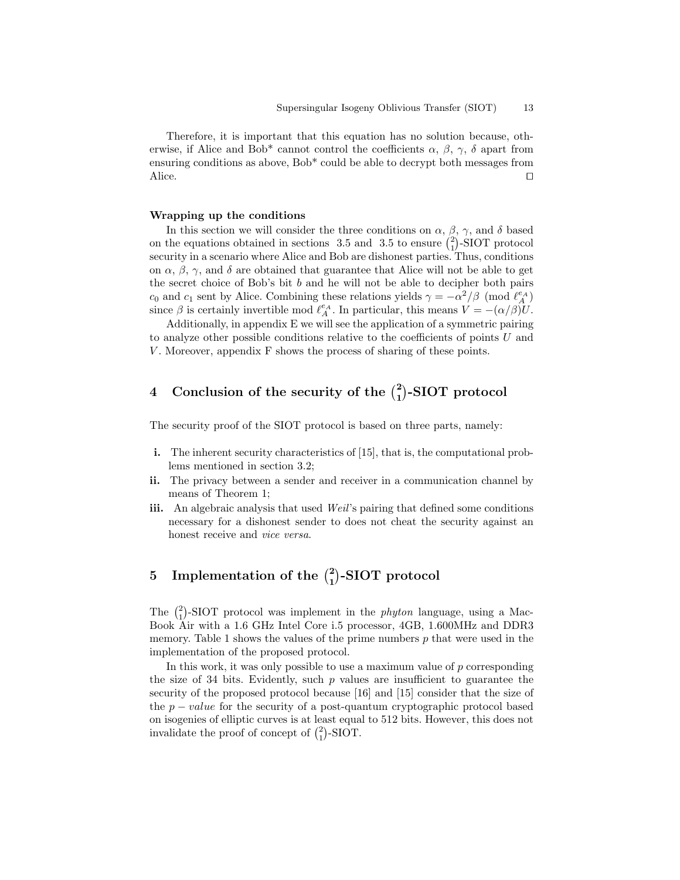Therefore, it is important that this equation has no solution because, otherwise, if Alice and Bob* cannot control the coefficients $\alpha$, $\beta$, $\gamma$, $\delta$ apart from ensuring conditions as above, Bob* could be able to decrypt both messages from Alice. ◻

**Wrapping up the conditions**

In this section we will consider the three conditions on $\alpha$, $\beta$, $\gamma$, and $\delta$ based on the equations obtained in sections 3.5 and 3.5 to ensure $\binom{2}{1}$-SIOT protocol security in a scenario where Alice and Bob are dishonest parties. Thus, conditions on $\alpha$, $\beta$, $\gamma$, and $\delta$ are obtained that guarantee that Alice will not be able to get the secret choice of Bob's bit $b$ and he will not be able to decipher both pairs $c_0$ and $c_1$ sent by Alice. Combining these relations yields $\gamma = -\alpha^2/\beta \pmod{\ell_A^{e_A}}$ since $\beta$ is certainly invertible mod $\ell_A^{e_A}$. In particular, this means $V = -(\alpha/\beta)U$.

Additionally, in appendix E we will see the application of a symmetric pairing to analyze other possible conditions relative to the coefficients of points $U$ and $V$. Moreover, appendix F shows the process of sharing of these points.

## 4 Conclusion of the security of the $\binom{2}{1}$-SIOT protocol

The security proof of the SIOT protocol is based on three parts, namely:

**i.** The inherent security characteristics of [15], that is, the computational problems mentioned in section 3.2;

**ii.** The privacy between a sender and receiver in a communication channel by means of Theorem 1;

**iii.** An algebraic analysis that used *Weil*'s pairing that defined some conditions necessary for a dishonest sender to does not cheat the security against an honest receive and *vice versa*.

## 5 Implementation of the $\binom{2}{1}$-SIOT protocol

The $\binom{2}{1}$-SIOT protocol was implement in the *phyton* language, using a MacBook Air with a 1.6 GHz Intel Core i.5 processor, 4GB, 1.600MHz and DDR3 memory. Table 1 shows the values of the prime numbers $p$ that were used in the implementation of the proposed protocol.

In this work, it was only possible to use a maximum value of $p$ corresponding the size of 34 bits. Evidently, such $p$ values are insufficient to guarantee the security of the proposed protocol because [16] and [15] consider that the size of the $p - value$ for the security of a post-quantum cryptographic protocol based on isogenies of elliptic curves is at least equal to 512 bits. However, this does not invalidate the proof of concept of $\binom{2}{1}$-SIOT.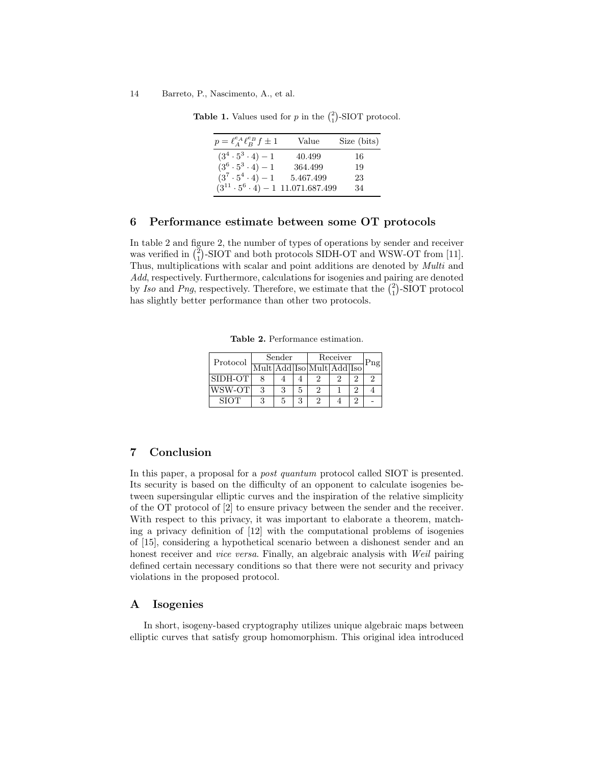**Table 1.** Values used for $p$ in the $\binom{2}{1}$-SIOT protocol.

| $p = \ell_A^{e_A} \ell_B^{e_B} f \pm 1$ | Value | Size (bits) |
| --- | --- | --- |
| $(3^4 \cdot 5^3 \cdot 4) - 1$ | 40.499 | 16 |
| $(3^6 \cdot 5^3 \cdot 4) - 1$ | 364.499 | 19 |
| $(3^7 \cdot 5^4 \cdot 4) - 1$ | 5.467.499 | 23 |
| $(3^{11} \cdot 5^6 \cdot 4) - 1$ | 11.071.687.499 | 34 |

## 6 Performance estimate between some OT protocols

In table 2 and figure 2, the number of types of operations by sender and receiver was verified in $\binom{2}{1}$-SIOT and both protocols SIDH-OT and WSW-OT from [11]. Thus, multiplications with scalar and point additions are denoted by *Multi* and *Add*, respectively. Furthermore, calculations for isogenies and pairing are denoted by *Iso* and *Png*, respectively. Therefore, we estimate that the $\binom{2}{1}$-SIOT protocol has slightly better performance than other two protocols.

**Table 2.** Performance estimation.

| Protocol | Sender | | | Receiver | | | Png |
| --- | --- | --- | --- | --- | --- | --- | --- |
| | Mult | Add | Iso | Mult | Add | Iso | |
| SIDH-OT | 8 | 4 | 4 | 2 | 2 | 2 | 2 |
| WSW-OT | 3 | 3 | 5 | 2 | 1 | 2 | 4 |
| SIOT | 3 | 5 | 3 | 2 | 4 | 2 | - |

## 7 Conclusion

In this paper, a proposal for a *post quantum* protocol called SIOT is presented. Its security is based on the difficulty of an opponent to calculate isogenies between supersingular elliptic curves and the inspiration of the relative simplicity of the OT protocol of [2] to ensure privacy between the sender and the receiver. With respect to this privacy, it was important to elaborate a theorem, matching a privacy definition of [12] with the computational problems of isogenies of [15], considering a hypothetical scenario between a dishonest sender and an honest receiver and *vice versa*. Finally, an algebraic analysis with *Weil* pairing defined certain necessary conditions so that there were not security and privacy violations in the proposed protocol.

## A Isogenies

In short, isogeny-based cryptography utilizes unique algebraic maps between elliptic curves that satisfy group homomorphism. This original idea introduced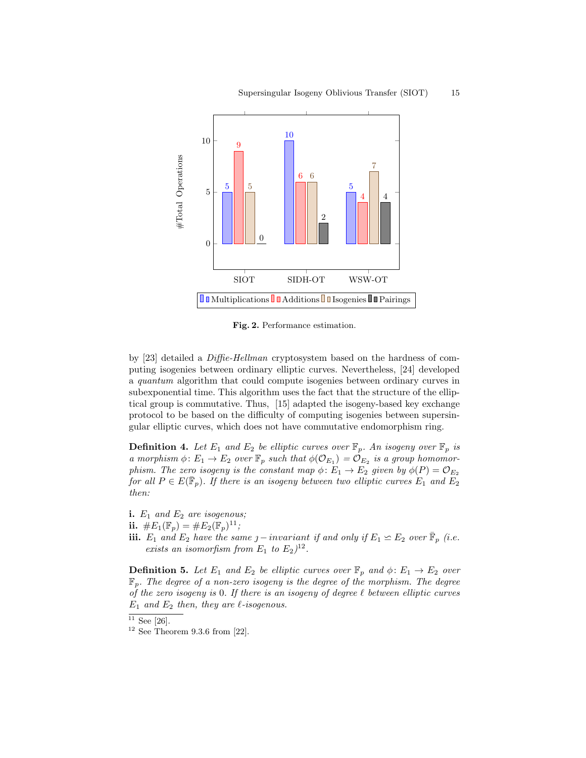| | Multiplications | Additions | Isogenies | Pairings |
|---|---|---|---|---|
| SIOT | 5 | 9 | 5 | 0 |
| SIDH-OT | 10 | 6 | 6 | 2 |
| WSW-OT | 5 | 4 | 7 | 4 |

**Fig. 2.** Performance estimation.

by [23] detailed a *Diffie-Hellman* cryptosystem based on the hardness of computing isogenies between ordinary elliptic curves. Nevertheless, [24] developed a *quantum* algorithm that could compute isogenies between ordinary curves in subexponential time. This algorithm uses the fact that the structure of the elliptical group is commutative. Thus, [15] adapted the isogeny-based key exchange protocol to be based on the difficulty of computing isogenies between supersingular elliptic curves, which does not have commutative endomorphism ring.

**Definition 4.** *Let $E_1$ and $E_2$ be elliptic curves over $\mathbb{F}_p$. An isogeny over $\mathbb{F}_p$ is a morphism $\phi\colon E_1 \to E_2$ over $\mathbb{F}_p$ such that $\phi(\mathcal{O}_{E_1}) = \mathcal{O}_{E_2}$ is a group homomorphism. The zero isogeny is the constant map $\phi\colon E_1 \to E_2$ given by $\phi(P) = \mathcal{O}_{E_2}$ for all $P \in E(\bar{\mathbb{F}}_p)$. If there is an isogeny between two elliptic curves $E_1$ and $E_2$ then:*

**i.** *$E_1$ and $E_2$ are isogenous;*
**ii.** $\#E_1(\mathbb{F}_p) = \#E_2(\mathbb{F}_p)$[11]*;*
**iii.** *$E_1$ and $E_2$ have the same $\jmath-$invariant if and only if $E_1 \backsimeq E_2$ over $\bar{\mathbb{F}}_p$ (i.e. exists an isomorfism from $E_1$ to $E_2$)*[12]*.*

**Definition 5.** *Let $E_1$ and $E_2$ be elliptic curves over $\mathbb{F}_p$ and $\phi\colon E_1 \to E_2$ over $\mathbb{F}_p$. The degree of a non-zero isogeny is the degree of the morphism. The degree of the zero isogeny is 0. If there is an isogeny of degree $\ell$ between elliptic curves $E_1$ and $E_2$ then, they are $\ell$-isogenous.*

[11] See [26].
[12] See Theorem 9.3.6 from [22].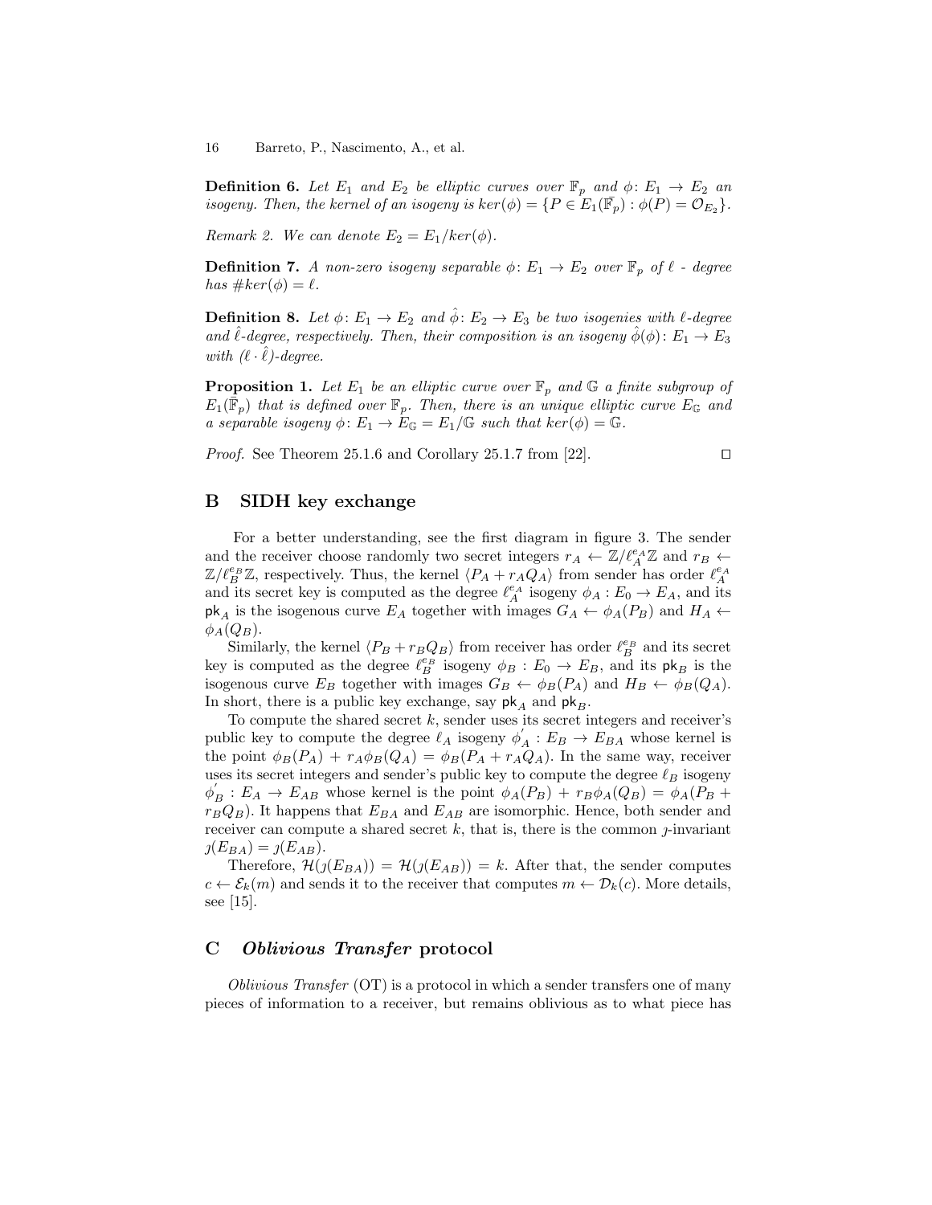**Definition 6.** *Let $E_1$ and $E_2$ be elliptic curves over $\mathbb{F}_p$ and $\phi\colon E_1 \to E_2$ an isogeny. Then, the kernel of an isogeny is $ker(\phi) = \{P \in E_1(\bar{\mathbb{F}}_p) : \phi(P) = \mathcal{O}_{E_2}\}$.*

*Remark 2.* We can denote $E_2 = E_1/ker(\phi)$.

**Definition 7.** *A non-zero isogeny separable $\phi\colon E_1 \to E_2$ over $\mathbb{F}_p$ of $\ell$ - degree has $\#ker(\phi) = \ell$.*

**Definition 8.** *Let $\phi\colon E_1 \to E_2$ and $\hat{\phi}\colon E_2 \to E_3$ be two isogenies with $\ell$-degree and $\hat{\ell}$-degree, respectively. Then, their composition is an isogeny $\hat{\phi}(\phi)\colon E_1 \to E_3$ with $(\ell \cdot \hat{\ell})$-degree.*

**Proposition 1.** *Let $E_1$ be an elliptic curve over $\mathbb{F}_p$ and $\mathbb{G}$ a finite subgroup of $E_1(\bar{\mathbb{F}}_p)$ that is defined over $\mathbb{F}_p$. Then, there is an unique elliptic curve $E_{\mathbb{G}}$ and a separable isogeny $\phi\colon E_1 \to E_{\mathbb{G}} = E_1/\mathbb{G}$ such that $ker(\phi) = \mathbb{G}$.*

*Proof.* See Theorem 25.1.6 and Corollary 25.1.7 from [22]. ◻

## B SIDH key exchange

For a better understanding, see the first diagram in figure 3. The sender and the receiver choose randomly two secret integers $r_A \leftarrow \mathbb{Z}/\ell_A^{e_A}\mathbb{Z}$ and $r_B \leftarrow \mathbb{Z}/\ell_B^{e_B}\mathbb{Z}$, respectively. Thus, the kernel $\langle P_A + r_A Q_A \rangle$ from sender has order $\ell_A^{e_A}$ and its secret key is computed as the degree $\ell_A^{e_A}$ isogeny $\phi_A : E_0 \to E_A$, and its $\mathsf{pk}_A$ is the isogenous curve $E_A$ together with images $G_A \leftarrow \phi_A(P_B)$ and $H_A \leftarrow \phi_A(Q_B)$.

Similarly, the kernel $\langle P_B + r_B Q_B \rangle$ from receiver has order $\ell_B^{e_B}$ and its secret key is computed as the degree $\ell_B^{e_B}$ isogeny $\phi_B : E_0 \to E_B$, and its $\mathsf{pk}_B$ is the isogenous curve $E_B$ together with images $G_B \leftarrow \phi_B(P_A)$ and $H_B \leftarrow \phi_B(Q_A)$. In short, there is a public key exchange, say $\mathsf{pk}_A$ and $\mathsf{pk}_B$.

To compute the shared secret $k$, sender uses its secret integers and receiver's public key to compute the degree $\ell_A$ isogeny $\phi_A^{'} : E_B \to E_{BA}$ whose kernel is the point $\phi_B(P_A) + r_A\phi_B(Q_A) = \phi_B(P_A + r_A Q_A)$. In the same way, receiver uses its secret integers and sender's public key to compute the degree $\ell_B$ isogeny $\phi_B^{'} : E_A \to E_{AB}$ whose kernel is the point $\phi_A(P_B) + r_B\phi_A(Q_B) = \phi_A(P_B + r_B Q_B)$. It happens that $E_{BA}$ and $E_{AB}$ are isomorphic. Hence, both sender and receiver can compute a shared secret $k$, that is, there is the common $\jmath$-invariant $\jmath(E_{BA}) = \jmath(E_{AB})$.

Therefore, $\mathcal{H}(\jmath(E_{BA})) = \mathcal{H}(\jmath(E_{AB})) = k$. After that, the sender computes $c \leftarrow \mathcal{E}_k(m)$ and sends it to the receiver that computes $m \leftarrow \mathcal{D}_k(c)$. More details, see [15].

## C *Oblivious Transfer* protocol

*Oblivious Transfer* (OT) is a protocol in which a sender transfers one of many pieces of information to a receiver, but remains oblivious as to what piece has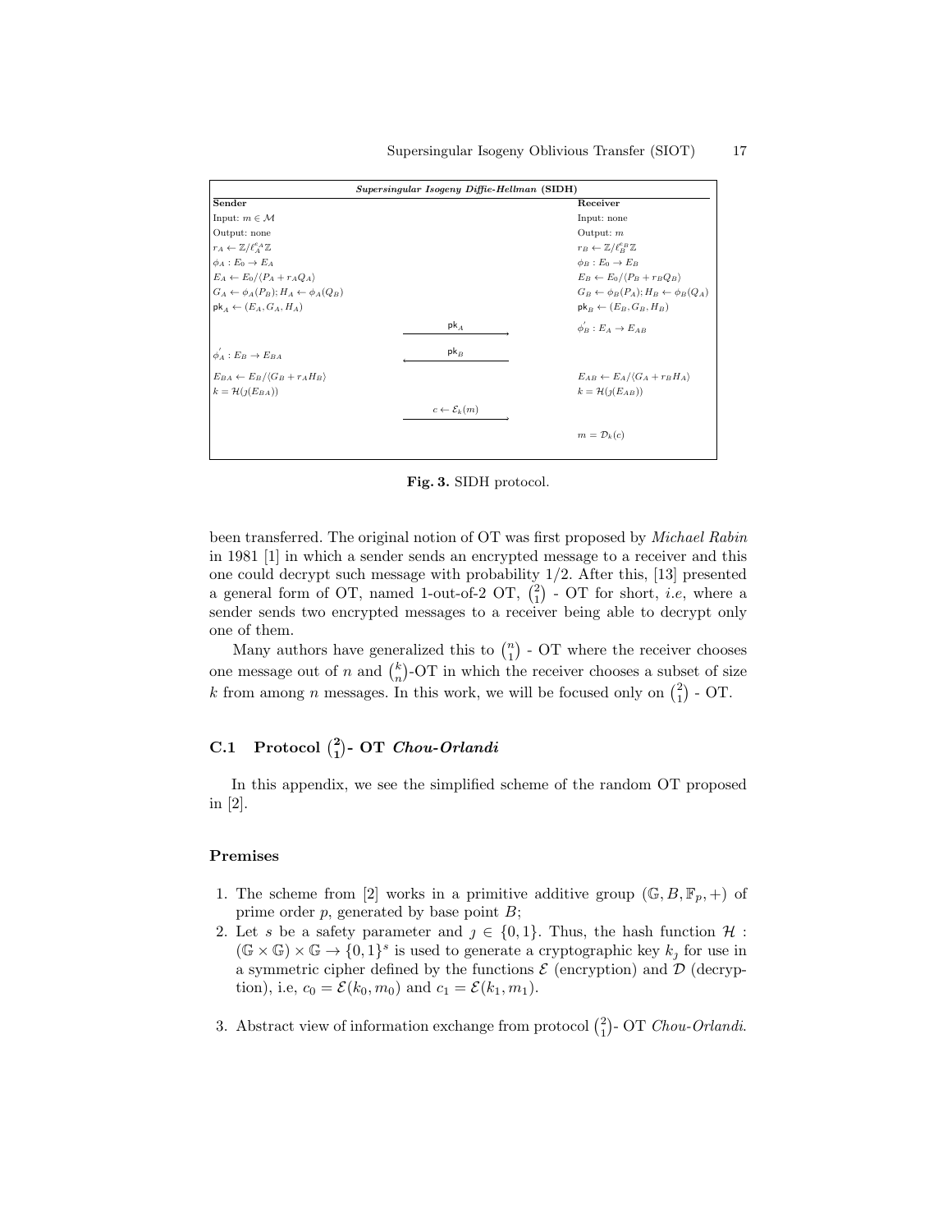**Supersingular Isogeny Diffie-Hellman (SIDH)**

| Sender | | Receiver |
|---|---|---|
| Input: $m \in \mathcal{M}$ | | Input: none |
| Output: none | | Output: $m$ |
| $r_A \leftarrow \mathbb{Z}/\ell_A^{e_A}\mathbb{Z}$ | | $r_B \leftarrow \mathbb{Z}/\ell_B^{e_B}\mathbb{Z}$ |
| $\phi_A : E_0 \rightarrow E_A$ | | $\phi_B : E_0 \rightarrow E_B$ |
| $E_A \leftarrow E_0/\langle P_A + r_A Q_A \rangle$ | | $E_B \leftarrow E_0/\langle P_B + r_B Q_B \rangle$ |
| $G_A \leftarrow \phi_A(P_B); H_A \leftarrow \phi_A(Q_B)$ | | $G_B \leftarrow \phi_B(P_A); H_B \leftarrow \phi_B(Q_A)$ |
| $\mathsf{pk}_A \leftarrow (E_A, G_A, H_A)$ | | $\mathsf{pk}_B \leftarrow (E_B, G_B, H_B)$ |
| | $\xrightarrow{\mathsf{pk}_A}$ | $\phi_B^{'} : E_A \rightarrow E_{AB}$ |
| $\phi_A^{'} : E_B \rightarrow E_{BA}$ | $\xleftarrow{\mathsf{pk}_B}$ | |
| $E_{BA} \leftarrow E_B/\langle G_B + r_A H_B \rangle$ | | $E_{AB} \leftarrow E_A/\langle G_A + r_B H_A \rangle$ |
| $k = \mathcal{H}(\jmath(E_{BA}))$ | | $k = \mathcal{H}(\jmath(E_{AB}))$ |
| | $\xrightarrow{c \leftarrow \mathcal{E}_k(m)}$ | |
| | | $m = \mathcal{D}_k(c)$ |

**Fig. 3.** SIDH protocol.

been transferred. The original notion of OT was first proposed by *Michael Rabin* in 1981 [1] in which a sender sends an encrypted message to a receiver and this one could decrypt such message with probability 1/2. After this, [13] presented a general form of OT, named 1-out-of-2 OT, $\binom{2}{1}$ - OT for short, *i.e*, where a sender sends two encrypted messages to a receiver being able to decrypt only one of them.

Many authors have generalized this to $\binom{n}{1}$ - OT where the receiver chooses one message out of $n$ and $\binom{k}{n}$-OT in which the receiver chooses a subset of size $k$ from among $n$ messages. In this work, we will be focused only on $\binom{2}{1}$ - OT.

### C.1 Protocol $\binom{2}{1}$- OT *Chou-Orlandi*

In this appendix, we see the simplified scheme of the random OT proposed in [2].

#### Premises

1. The scheme from [2] works in a primitive additive group $(\mathbb{G}, B, \mathbb{F}_p, +)$ of prime order $p$, generated by base point $B$;
2. Let $s$ be a safety parameter and $\jmath \in \{0, 1\}$. Thus, the hash function $\mathcal{H} : (\mathbb{G} \times \mathbb{G}) \times \mathbb{G} \rightarrow \{0, 1\}^s$ is used to generate a cryptographic key $k_\jmath$ for use in a symmetric cipher defined by the functions $\mathcal{E}$ (encryption) and $\mathcal{D}$ (decryption), i.e, $c_0 = \mathcal{E}(k_0, m_0)$ and $c_1 = \mathcal{E}(k_1, m_1)$.
3. Abstract view of information exchange from protocol $\binom{2}{1}$- OT *Chou-Orlandi*.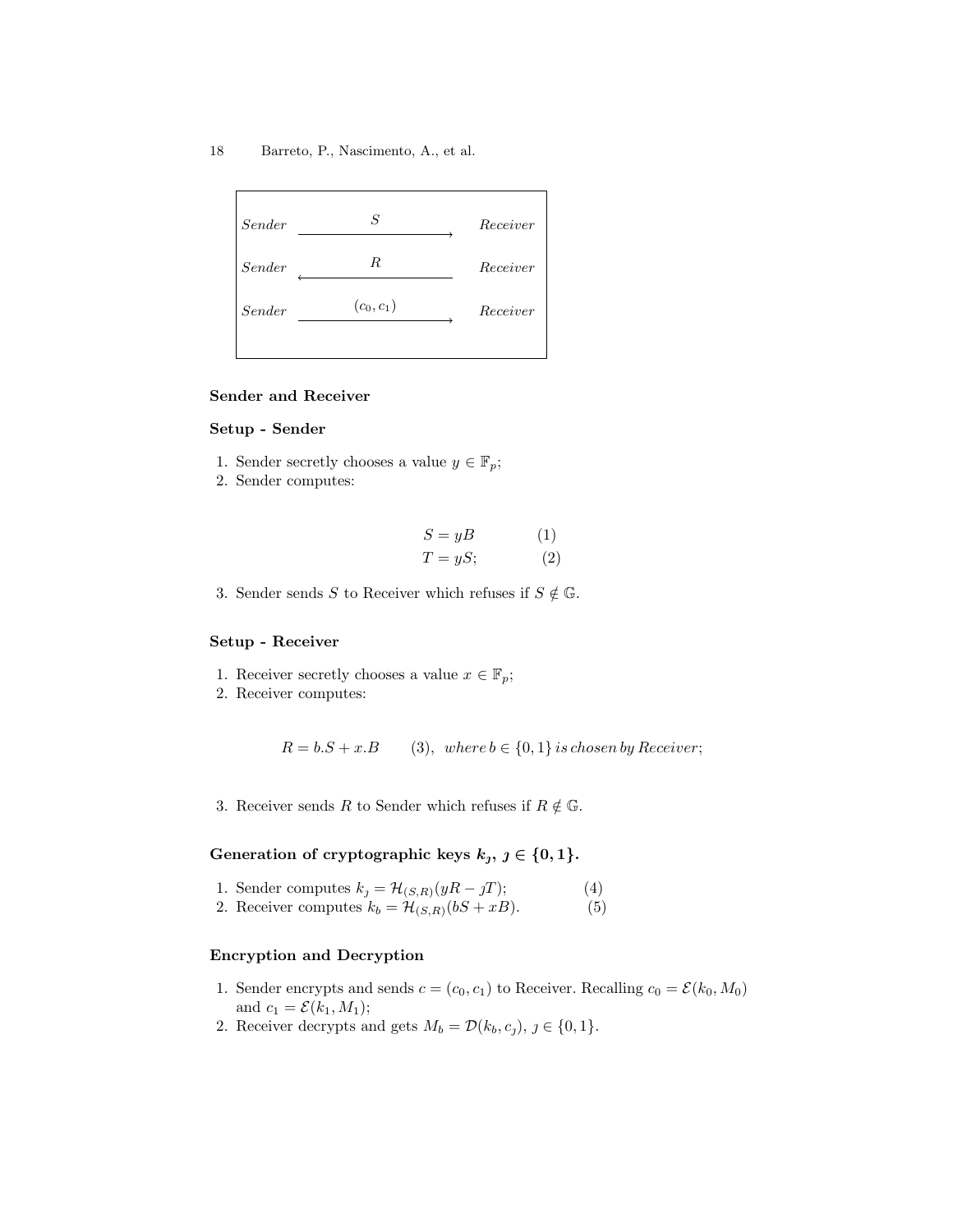$$
\begin{array}{lcl}
\textit{Sender} & \xrightarrow{\quad S \quad} & \textit{Receiver} \\
\textit{Sender} & \xleftarrow{\quad R \quad} & \textit{Receiver} \\
\textit{Sender} & \xrightarrow{\quad (c_0, c_1) \quad} & \textit{Receiver}
\end{array}
$$

**Sender and Receiver**

**Setup - Sender**

1. Sender secretly chooses a value $y \in \mathbb{F}_p$;
2. Sender computes:

$$S = yB \qquad (1)$$
$$T = yS; \qquad (2)$$

3. Sender sends $S$ to Receiver which refuses if $S \notin \mathbb{G}$.

**Setup - Receiver**

1. Receiver secretly chooses a value $x \in \mathbb{F}_p$;
2. Receiver computes:

$$R = b.S + x.B \qquad (3), \;\; where\, b \in \{0, 1\}\, is\, chosen\, by\, Receiver;$$

3. Receiver sends $R$ to Sender which refuses if $R \notin \mathbb{G}$.

**Generation of cryptographic keys $k_\jmath$, $\jmath \in \{0, 1\}$.**

1. Sender computes $k_\jmath = \mathcal{H}_{(S,R)}(yR - \jmath T)$; (4)
2. Receiver computes $k_b = \mathcal{H}_{(S,R)}(bS + xB)$. (5)

**Encryption and Decryption**

1. Sender encrypts and sends $c = (c_0, c_1)$ to Receiver. Recalling $c_0 = \mathcal{E}(k_0, M_0)$ and $c_1 = \mathcal{E}(k_1, M_1)$;
2. Receiver decrypts and gets $M_b = \mathcal{D}(k_b, c_\jmath)$, $\jmath \in \{0, 1\}$.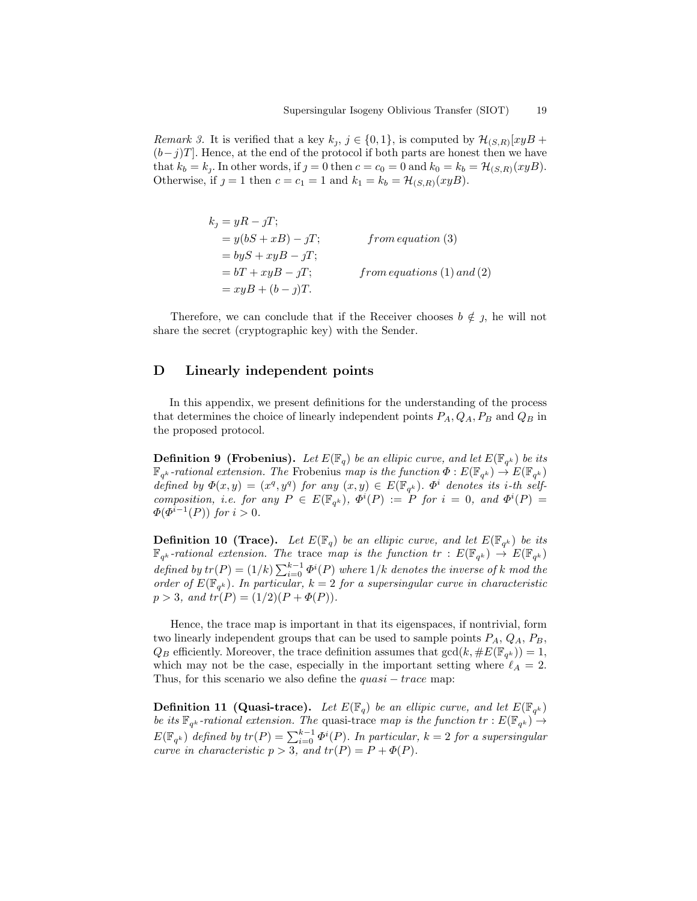*Remark 3.* It is verified that a key $k_\jmath$, $\jmath \in \{0,1\}$, is computed by $\mathcal{H}_{(S,R)}[xyB + (b-\jmath)T]$. Hence, at the end of the protocol if both parts are honest then we have that $k_b = k_\jmath$. In other words, if $\jmath = 0$ then $c = c_0 = 0$ and $k_0 = k_b = \mathcal{H}_{(S,R)}(xyB)$. Otherwise, if $\jmath = 1$ then $c = c_1 = 1$ and $k_1 = k_b = \mathcal{H}_{(S,R)}(xyB)$.

$$
\begin{aligned}
k_\jmath &= yR - \jmath T; \\
&= y(bS + xB) - \jmath T; && \textit{from equation } (3) \\
&= byS + xyB - \jmath T; \\
&= bT + xyB - \jmath T; && \textit{from equations } (1) \textit{ and } (2) \\
&= xyB + (b - \jmath)T.
\end{aligned}
$$

Therefore, we can conclude that if the Receiver chooses $b \notin \jmath$, he will not share the secret (cryptographic key) with the Sender.

## D Linearly independent points

In this appendix, we present definitions for the understanding of the process that determines the choice of linearly independent points $P_A, Q_A, P_B$ and $Q_B$ in the proposed protocol.

**Definition 9 (Frobenius).** *Let $E(\mathbb{F}_q)$ be an ellipic curve, and let $E(\mathbb{F}_{q^k})$ be its $\mathbb{F}_{q^k}$-rational extension. The* Frobenius *map is the function $\Phi : E(\mathbb{F}_{q^k}) \to E(\mathbb{F}_{q^k})$ defined by $\Phi(x,y) = (x^q, y^q)$ for any $(x,y) \in E(\mathbb{F}_{q^k})$. $\Phi^i$ denotes its $i$-th self-composition, i.e. for any $P \in E(\mathbb{F}_{q^k})$, $\Phi^i(P) := P$ for $i = 0$, and $\Phi^i(P) = \Phi(\Phi^{i-1}(P))$ for $i > 0$.*

**Definition 10 (Trace).** *Let $E(\mathbb{F}_q)$ be an ellipic curve, and let $E(\mathbb{F}_{q^k})$ be its $\mathbb{F}_{q^k}$-rational extension. The* trace *map is the function $tr : E(\mathbb{F}_{q^k}) \to E(\mathbb{F}_{q^k})$ defined by $tr(P) = (1/k)\sum_{i=0}^{k-1} \Phi^i(P)$ where $1/k$ denotes the inverse of $k$ mod the order of $E(\mathbb{F}_{q^k})$. In particular, $k = 2$ for a supersingular curve in characteristic $p > 3$, and $tr(P) = (1/2)(P + \Phi(P))$.*

Hence, the trace map is important in that its eigenspaces, if nontrivial, form two linearly independent groups that can be used to sample points $P_A$, $Q_A$, $P_B$, $Q_B$ efficiently. Moreover, the trace definition assumes that $\gcd(k, \#E(\mathbb{F}_{q^k})) = 1$, which may not be the case, especially in the important setting where $\ell_A = 2$. Thus, for this scenario we also define the $quasi-trace$ map:

**Definition 11 (Quasi-trace).** *Let $E(\mathbb{F}_q)$ be an ellipic curve, and let $E(\mathbb{F}_{q^k})$ be its $\mathbb{F}_{q^k}$-rational extension. The* quasi-trace *map is the function $tr : E(\mathbb{F}_{q^k}) \to E(\mathbb{F}_{q^k})$ defined by $tr(P) = \sum_{i=0}^{k-1} \Phi^i(P)$. In particular, $k = 2$ for a supersingular curve in characteristic $p > 3$, and $tr(P) = P + \Phi(P)$.*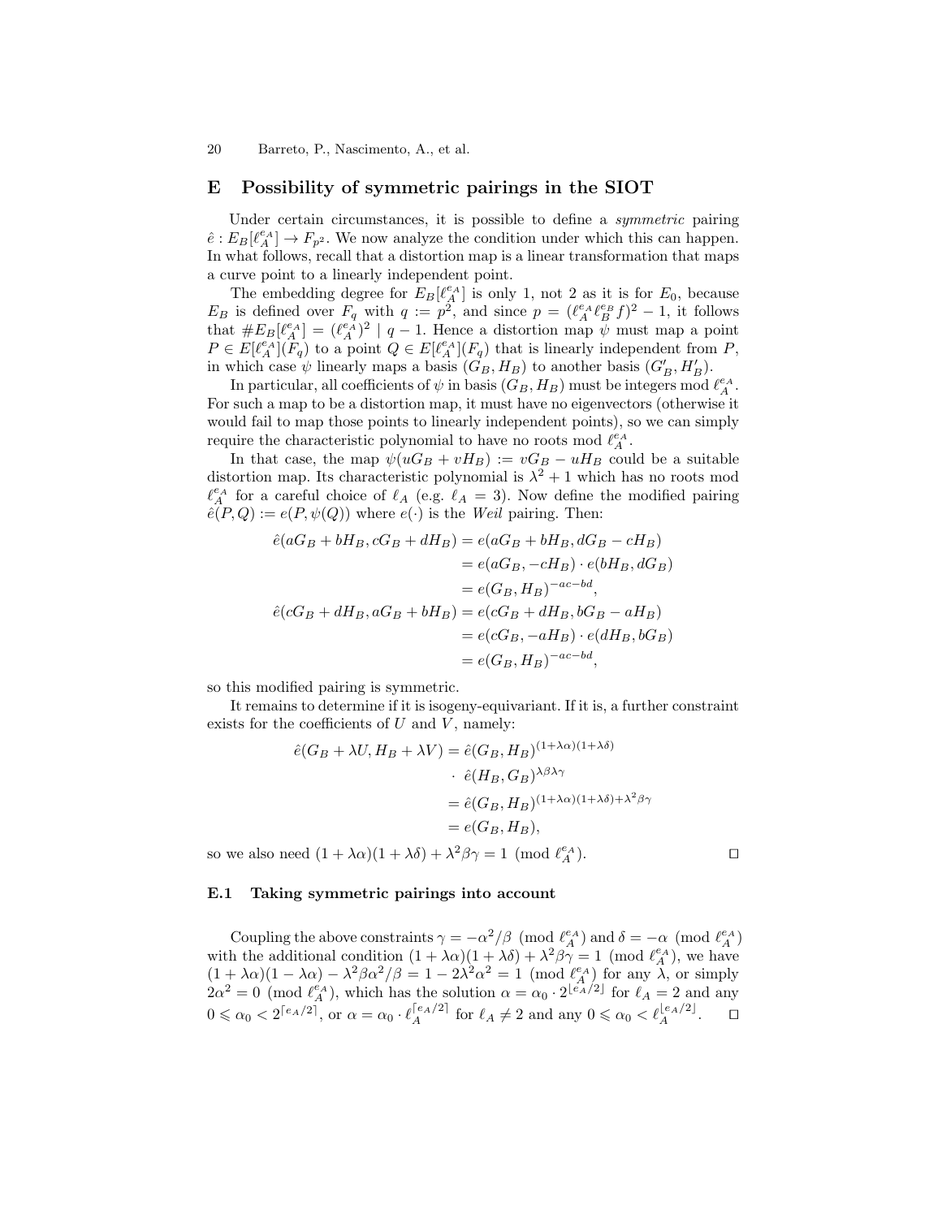## E Possibility of symmetric pairings in the SIOT

Under certain circumstances, it is possible to define a *symmetric* pairing $\hat{e} : E_B[\ell_A^{e_A}] \to F_{p^2}$. We now analyze the condition under which this can happen. In what follows, recall that a distortion map is a linear transformation that maps a curve point to a linearly independent point.

The embedding degree for $E_B[\ell_A^{e_A}]$ is only 1, not 2 as it is for $E_0$, because $E_B$ is defined over $F_q$ with $q := p^2$, and since $p = (\ell_A^{e_A} \ell_B^{e_B} f)^2 - 1$, it follows that $\#E_B[\ell_A^{e_A}] = (\ell_A^{e_A})^2 \mid q - 1$. Hence a distortion map $\psi$ must map a point $P \in E[\ell_A^{e_A}](F_q)$ to a point $Q \in E[\ell_A^{e_A}](F_q)$ that is linearly independent from $P$, in which case $\psi$ linearly maps a basis $(G_B, H_B)$ to another basis $(G'_B, H'_B)$.

In particular, all coefficients of $\psi$ in basis $(G_B, H_B)$ must be integers mod $\ell_A^{e_A}$. For such a map to be a distortion map, it must have no eigenvectors (otherwise it would fail to map those points to linearly independent points), so we can simply require the characteristic polynomial to have no roots mod $\ell_A^{e_A}$.

In that case, the map $\psi(uG_B + vH_B) := vG_B - uH_B$ could be a suitable distortion map. Its characteristic polynomial is $\lambda^2 + 1$ which has no roots mod $\ell_A^{e_A}$ for a careful choice of $\ell_A$ (e.g. $\ell_A = 3$). Now define the modified pairing $\hat{e}(P, Q) := e(P, \psi(Q))$ where $e(\cdot)$ is the *Weil* pairing. Then:

$$
\begin{aligned}
\hat{e}(aG_B + bH_B, cG_B + dH_B) &= e(aG_B + bH_B, dG_B - cH_B) \\
&= e(aG_B, -cH_B) \cdot e(bH_B, dG_B) \\
&= e(G_B, H_B)^{-ac-bd}, \\
\hat{e}(cG_B + dH_B, aG_B + bH_B) &= e(cG_B + dH_B, bG_B - aH_B) \\
&= e(cG_B, -aH_B) \cdot e(dH_B, bG_B) \\
&= e(G_B, H_B)^{-ac-bd},
\end{aligned}
$$

so this modified pairing is symmetric.

It remains to determine if it is isogeny-equivariant. If it is, a further constraint exists for the coefficients of $U$ and $V$, namely:

$$
\begin{aligned}
\hat{e}(G_B + \lambda U, H_B + \lambda V) &= \hat{e}(G_B, H_B)^{(1+\lambda\alpha)(1+\lambda\delta)} \\
&\quad \cdot \ \hat{e}(H_B, G_B)^{\lambda\beta\lambda\gamma} \\
&= \hat{e}(G_B, H_B)^{(1+\lambda\alpha)(1+\lambda\delta)+\lambda^2\beta\gamma} \\
&= e(G_B, H_B),
\end{aligned}
$$

so we also need $(1 + \lambda\alpha)(1 + \lambda\delta) + \lambda^2\beta\gamma = 1 \pmod{\ell_A^{e_A}}$. □

### E.1 Taking symmetric pairings into account

Coupling the above constraints $\gamma = -\alpha^2/\beta \pmod{\ell_A^{e_A}}$ and $\delta = -\alpha \pmod{\ell_A^{e_A}}$ with the additional condition $(1 + \lambda\alpha)(1 + \lambda\delta) + \lambda^2\beta\gamma = 1 \pmod{\ell_A^{e_A}}$, we have $(1 + \lambda\alpha)(1 - \lambda\alpha) - \lambda^2\beta\alpha^2/\beta = 1 - 2\lambda^2\alpha^2 = 1 \pmod{\ell_A^{e_A}}$ for any $\lambda$, or simply $2\alpha^2 = 0 \pmod{\ell_A^{e_A}}$, which has the solution $\alpha = \alpha_0 \cdot 2^{\lfloor e_A/2 \rfloor}$ for $\ell_A = 2$ and any $0 \leqslant \alpha_0 < 2^{\lceil e_A/2 \rceil}$, or $\alpha = \alpha_0 \cdot \ell_A^{\lceil e_A/2 \rceil}$ for $\ell_A \neq 2$ and any $0 \leqslant \alpha_0 < \ell_A^{\lfloor e_A/2 \rfloor}$. □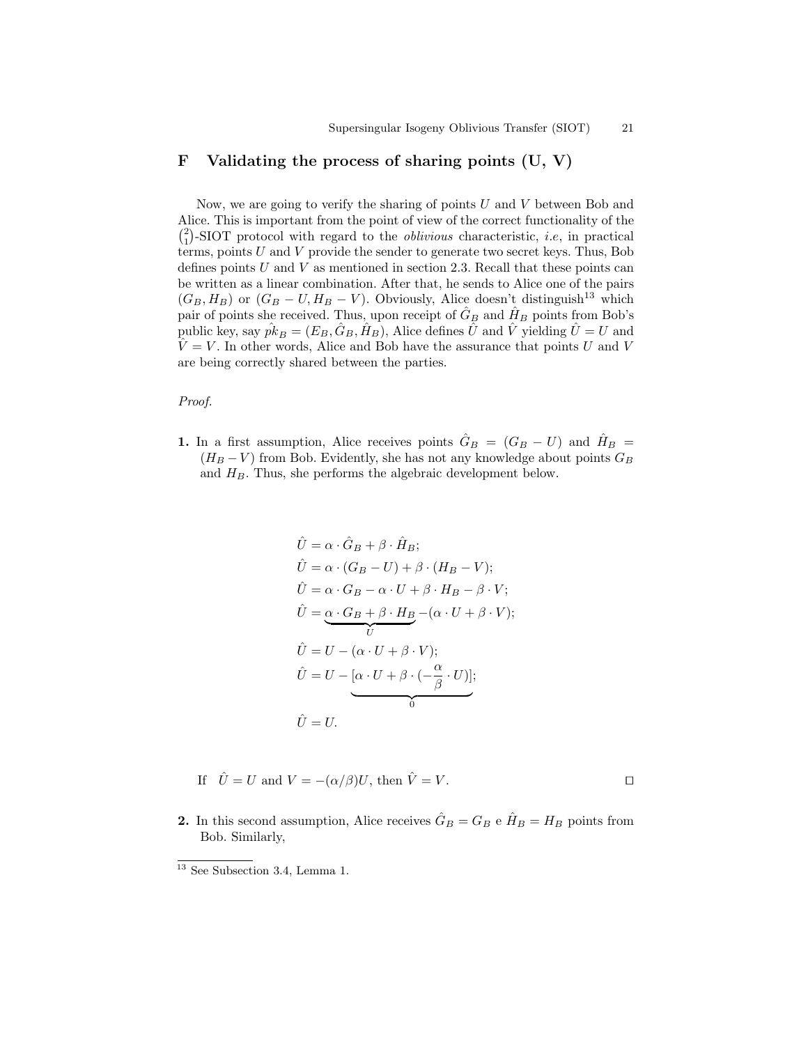## F Validating the process of sharing points (U, V)

Now, we are going to verify the sharing of points $U$ and $V$ between Bob and Alice. This is important from the point of view of the correct functionality of the $\binom{2}{1}$-SIOT protocol with regard to the *oblivious* characteristic, *i.e*, in practical terms, points $U$ and $V$ provide the sender to generate two secret keys. Thus, Bob defines points $U$ and $V$ as mentioned in section 2.3. Recall that these points can be written as a linear combination. After that, he sends to Alice one of the pairs $(G_B, H_B)$ or $(G_B - U, H_B - V)$. Obviously, Alice doesn't distinguish[13] which pair of points she received. Thus, upon receipt of $\hat{G}_B$ and $\hat{H}_B$ points from Bob's public key, say $\hat{pk}_B = (E_B, \hat{G}_B, \hat{H}_B)$, Alice defines $\hat{U}$ and $\hat{V}$ yielding $\hat{U} = U$ and $\hat{V} = V$. In other words, Alice and Bob have the assurance that points $U$ and $V$ are being correctly shared between the parties.

*Proof.*

**1.** In a first assumption, Alice receives points $\hat{G}_B = (G_B - U)$ and $\hat{H}_B = (H_B - V)$ from Bob. Evidently, she has not any knowledge about points $G_B$ and $H_B$. Thus, she performs the algebraic development below.

$$
\begin{aligned}
\hat{U} &= \alpha \cdot \hat{G}_B + \beta \cdot \hat{H}_B; \\
\hat{U} &= \alpha \cdot (G_B - U) + \beta \cdot (H_B - V); \\
\hat{U} &= \alpha \cdot G_B - \alpha \cdot U + \beta \cdot H_B - \beta \cdot V; \\
\hat{U} &= \underbrace{\alpha \cdot G_B + \beta \cdot H_B}_{U} - (\alpha \cdot U + \beta \cdot V); \\
\hat{U} &= U - (\alpha \cdot U + \beta \cdot V); \\
\hat{U} &= U - \underbrace{[\alpha \cdot U + \beta \cdot (-\frac{\alpha}{\beta} \cdot U)]}_{0}; \\
\hat{U} &= U.
\end{aligned}
$$

If $\hat{U} = U$ and $V = -(\alpha/\beta)U$, then $\hat{V} = V$. □

**2.** In this second assumption, Alice receives $\hat{G}_B = G_B$ e $\hat{H}_B = H_B$ points from Bob. Similarly,

---

[13] See Subsection 3.4, Lemma 1.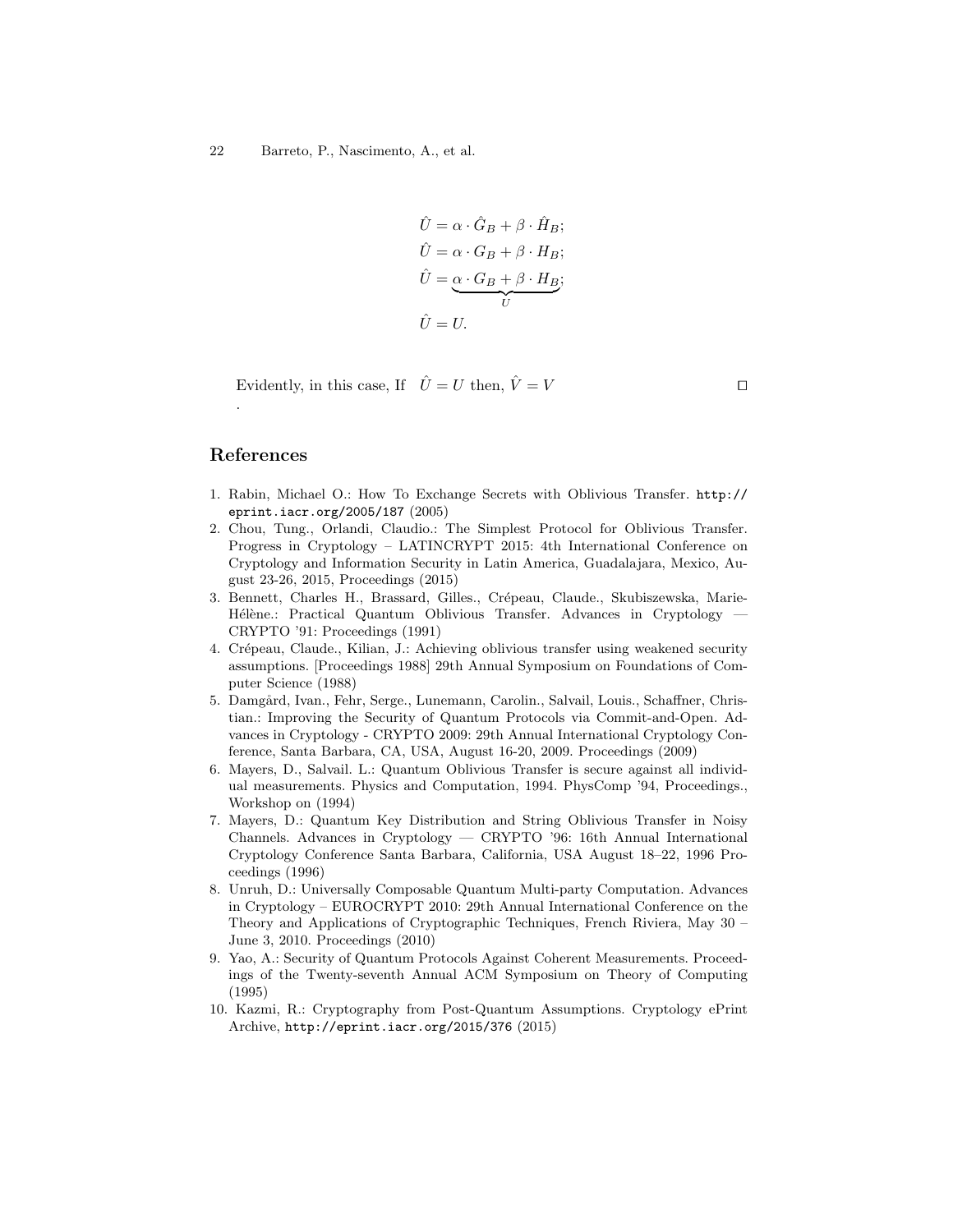$$
\begin{aligned}
\hat{U} &= \alpha \cdot \hat{G}_B + \beta \cdot \hat{H}_B; \\
\hat{U} &= \alpha \cdot G_B + \beta \cdot H_B; \\
\hat{U} &= \underbrace{\alpha \cdot G_B + \beta \cdot H_B}_{U}; \\
\hat{U} &= U.
\end{aligned}
$$

Evidently, in this case, If $\hat{U} = U$ then, $\hat{V} = V$ □

.

## References

1. Rabin, Michael O.: How To Exchange Secrets with Oblivious Transfer. http://eprint.iacr.org/2005/187 (2005)
2. Chou, Tung., Orlandi, Claudio.: The Simplest Protocol for Oblivious Transfer. Progress in Cryptology – LATINCRYPT 2015: 4th International Conference on Cryptology and Information Security in Latin America, Guadalajara, Mexico, August 23-26, 2015, Proceedings (2015)
3. Bennett, Charles H., Brassard, Gilles., Crépeau, Claude., Skubiszewska, Marie-Hélène.: Practical Quantum Oblivious Transfer. Advances in Cryptology — CRYPTO '91: Proceedings (1991)
4. Crépeau, Claude., Kilian, J.: Achieving oblivious transfer using weakened security assumptions. [Proceedings 1988] 29th Annual Symposium on Foundations of Computer Science (1988)
5. Damgård, Ivan., Fehr, Serge., Lunemann, Carolin., Salvail, Louis., Schaffner, Christian.: Improving the Security of Quantum Protocols via Commit-and-Open. Advances in Cryptology - CRYPTO 2009: 29th Annual International Cryptology Conference, Santa Barbara, CA, USA, August 16-20, 2009. Proceedings (2009)
6. Mayers, D., Salvail. L.: Quantum Oblivious Transfer is secure against all individual measurements. Physics and Computation, 1994. PhysComp '94, Proceedings., Workshop on (1994)
7. Mayers, D.: Quantum Key Distribution and String Oblivious Transfer in Noisy Channels. Advances in Cryptology — CRYPTO '96: 16th Annual International Cryptology Conference Santa Barbara, California, USA August 18–22, 1996 Proceedings (1996)
8. Unruh, D.: Universally Composable Quantum Multi-party Computation. Advances in Cryptology – EUROCRYPT 2010: 29th Annual International Conference on the Theory and Applications of Cryptographic Techniques, French Riviera, May 30 – June 3, 2010. Proceedings (2010)
9. Yao, A.: Security of Quantum Protocols Against Coherent Measurements. Proceedings of the Twenty-seventh Annual ACM Symposium on Theory of Computing (1995)
10. Kazmi, R.: Cryptography from Post-Quantum Assumptions. Cryptology ePrint Archive, http://eprint.iacr.org/2015/376 (2015)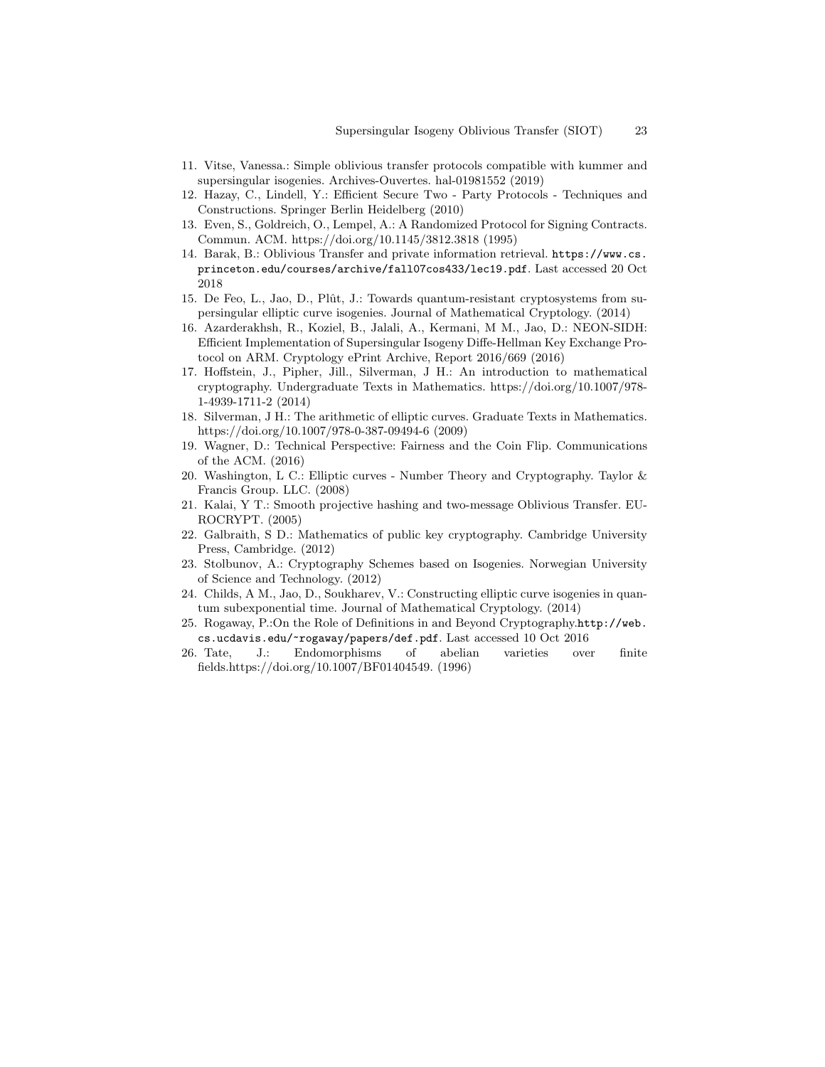11. Vitse, Vanessa.: Simple oblivious transfer protocols compatible with kummer and supersingular isogenies. Archives-Ouvertes. hal-01981552 (2019)
12. Hazay, C., Lindell, Y.: Efficient Secure Two - Party Protocols - Techniques and Constructions. Springer Berlin Heidelberg (2010)
13. Even, S., Goldreich, O., Lempel, A.: A Randomized Protocol for Signing Contracts. Commun. ACM. https://doi.org/10.1145/3812.3818 (1995)
14. Barak, B.: Oblivious Transfer and private information retrieval. https://www.cs.princeton.edu/courses/archive/fall07cos433/lec19.pdf. Last accessed 20 Oct 2018
15. De Feo, L., Jao, D., Plût, J.: Towards quantum-resistant cryptosystems from supersingular elliptic curve isogenies. Journal of Mathematical Cryptology. (2014)
16. Azarderakhsh, R., Koziel, B., Jalali, A., Kermani, M M., Jao, D.: NEON-SIDH: Efficient Implementation of Supersingular Isogeny Diffe-Hellman Key Exchange Protocol on ARM. Cryptology ePrint Archive, Report 2016/669 (2016)
17. Hoffstein, J., Pipher, Jill., Silverman, J H.: An introduction to mathematical cryptography. Undergraduate Texts in Mathematics. https://doi.org/10.1007/978-1-4939-1711-2 (2014)
18. Silverman, J H.: The arithmetic of elliptic curves. Graduate Texts in Mathematics. https://doi.org/10.1007/978-0-387-09494-6 (2009)
19. Wagner, D.: Technical Perspective: Fairness and the Coin Flip. Communications of the ACM. (2016)
20. Washington, L C.: Elliptic curves - Number Theory and Cryptography. Taylor & Francis Group. LLC. (2008)
21. Kalai, Y T.: Smooth projective hashing and two-message Oblivious Transfer. EUROCRYPT. (2005)
22. Galbraith, S D.: Mathematics of public key cryptography. Cambridge University Press, Cambridge. (2012)
23. Stolbunov, A.: Cryptography Schemes based on Isogenies. Norwegian University of Science and Technology. (2012)
24. Childs, A M., Jao, D., Soukharev, V.: Constructing elliptic curve isogenies in quantum subexponential time. Journal of Mathematical Cryptology. (2014)
25. Rogaway, P.:On the Role of Definitions in and Beyond Cryptography.http://web.cs.ucdavis.edu/~rogaway/papers/def.pdf. Last accessed 10 Oct 2016
26. Tate, J.: Endomorphisms of abelian varieties over finite fields.https://doi.org/10.1007/BF01404549. (1996)